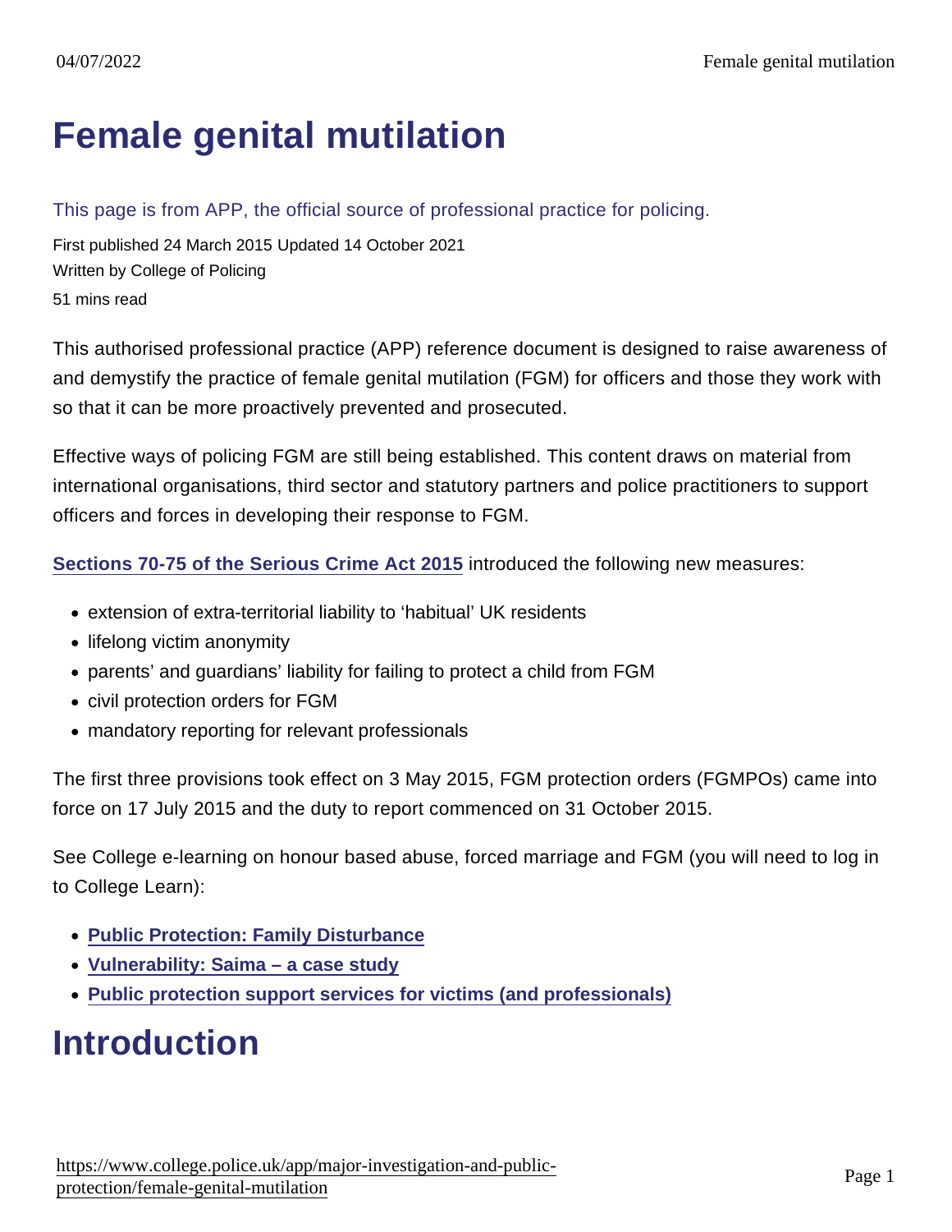# Female genital mutilation

This page is from APP, the official source of professional practice for policing.

First published 24 March 2015 Updated 14 October 2021
Written by College of Policing
51 mins read

This authorised professional practice (APP) reference document is designed to raise awareness of and demystify the practice of female genital mutilation (FGM) for officers and those they work with so that it can be more proactively prevented and prosecuted.

Effective ways of policing FGM are still being established. This content draws on material from international organisations, third sector and statutory partners and police practitioners to support officers and forces in developing their response to FGM.

Sections 70-75 of the Serious Crime Act 2015 introduced the following new measures:

- extension of extra-territorial liability to 'habitual' UK residents
- lifelong victim anonymity
- parents' and guardians' liability for failing to protect a child from FGM
- civil protection orders for FGM
- mandatory reporting for relevant professionals

The first three provisions took effect on 3 May 2015, FGM protection orders (FGMPOs) came into force on 17 July 2015 and the duty to report commenced on 31 October 2015.

See College e-learning on honour based abuse, forced marriage and FGM (you will need to log in to College Learn):

- Public Protection: Family Disturbance
- Vulnerability: Saima – a case study
- Public protection support services for victims (and professionals)

# Introduction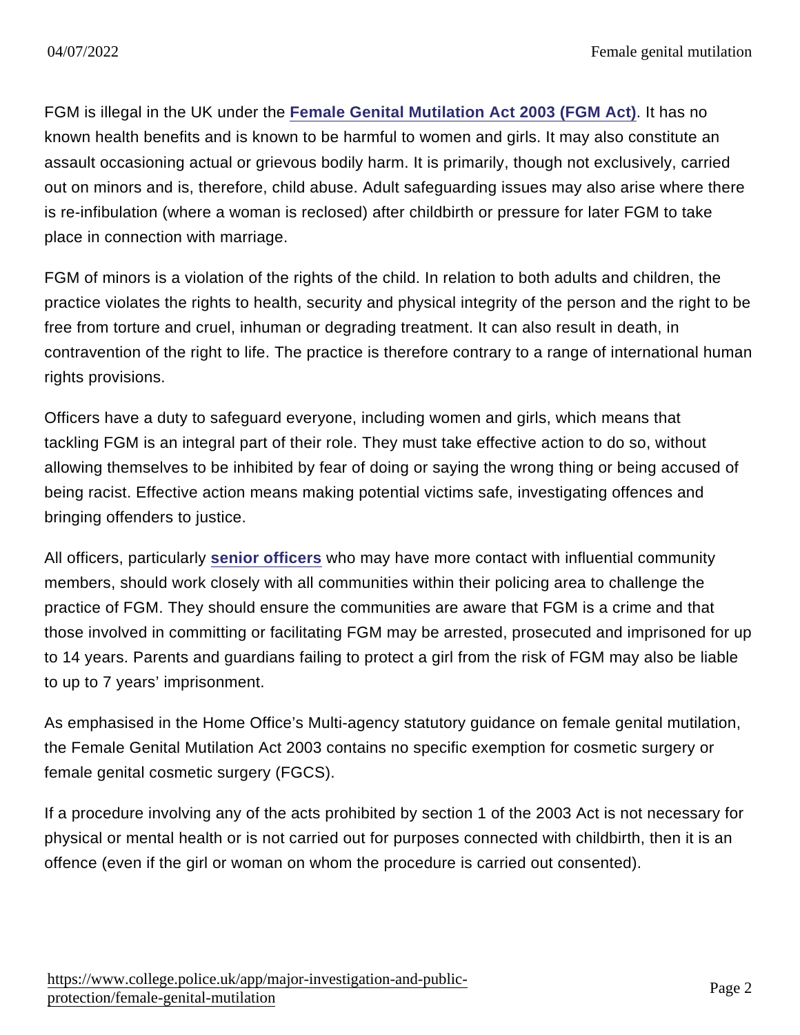FGM is illegal in the UK under the Female Genital Mutilation Act 2003 (FGM Act). It has no known health benefits and is known to be harmful to women and girls. It may also constitute an assault occasioning actual or grievous bodily harm. It is primarily, though not exclusively, carried out on minors and is, therefore, child abuse. Adult safeguarding issues may also arise where there is re-infibulation (where a woman is reclosed) after childbirth or pressure for later FGM to take place in connection with marriage.

FGM of minors is a violation of the rights of the child. In relation to both adults and children, the practice violates the rights to health, security and physical integrity of the person and the right to be free from torture and cruel, inhuman or degrading treatment. It can also result in death, in contravention of the right to life. The practice is therefore contrary to a range of international human rights provisions.

Officers have a duty to safeguard everyone, including women and girls, which means that tackling FGM is an integral part of their role. They must take effective action to do so, without allowing themselves to be inhibited by fear of doing or saying the wrong thing or being accused of being racist. Effective action means making potential victims safe, investigating offences and bringing offenders to justice.

All officers, particularly senior officers who may have more contact with influential community members, should work closely with all communities within their policing area to challenge the practice of FGM. They should ensure the communities are aware that FGM is a crime and that those involved in committing or facilitating FGM may be arrested, prosecuted and imprisoned for up to 14 years. Parents and guardians failing to protect a girl from the risk of FGM may also be liable to up to 7 years' imprisonment.

As emphasised in the Home Office's Multi-agency statutory guidance on female genital mutilation, the Female Genital Mutilation Act 2003 contains no specific exemption for cosmetic surgery or female genital cosmetic surgery (FGCS).

If a procedure involving any of the acts prohibited by section 1 of the 2003 Act is not necessary for physical or mental health or is not carried out for purposes connected with childbirth, then it is an offence (even if the girl or woman on whom the procedure is carried out consented).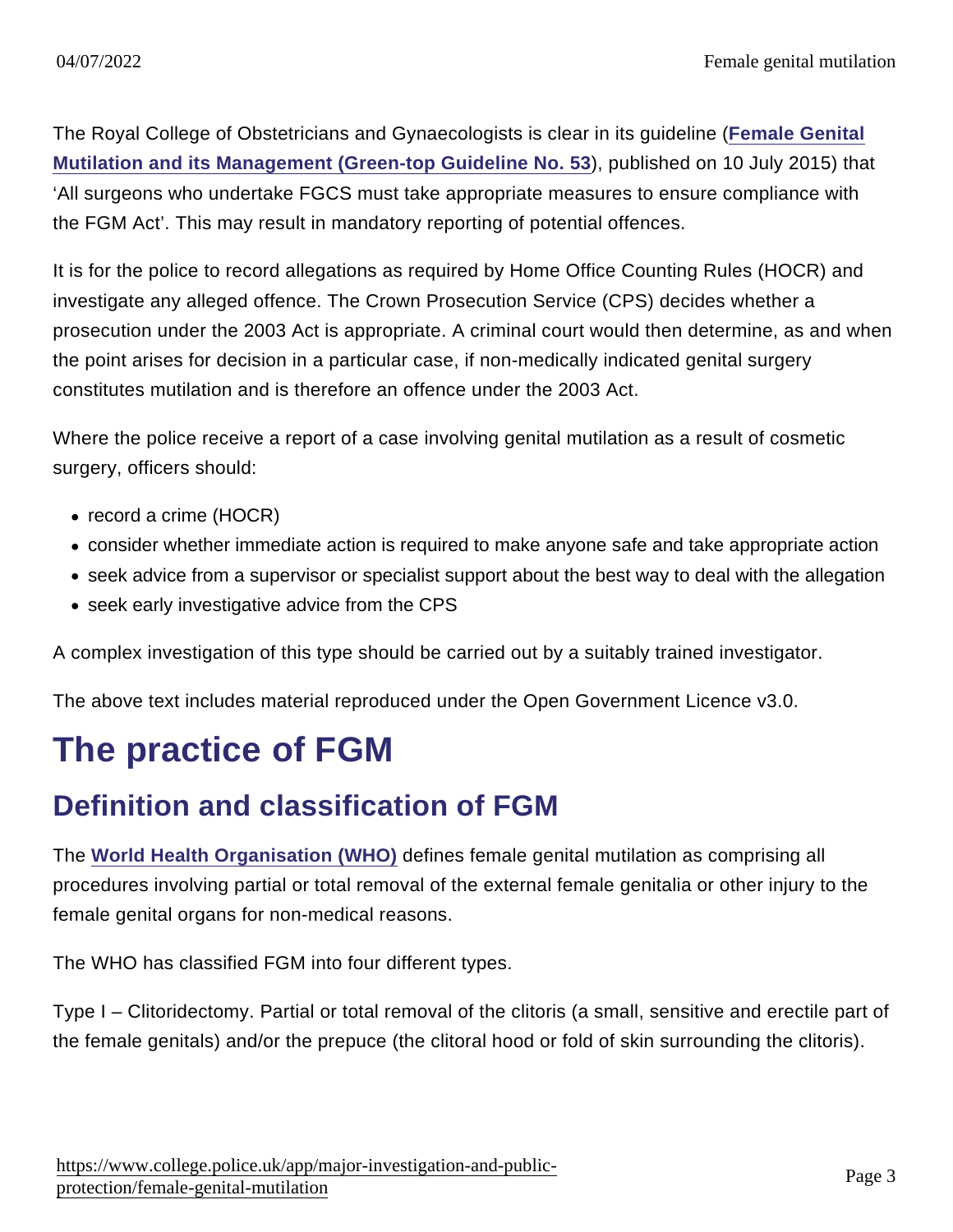The Royal College of Obstetricians and Gynaecologists is clear in its guideline ([Female Genital Mutilation and its Management (Green-top Guideline No. 53](#)), published on 10 July 2015) that 'All surgeons who undertake FGCS must take appropriate measures to ensure compliance with the FGM Act'. This may result in mandatory reporting of potential offences.

It is for the police to record allegations as required by Home Office Counting Rules (HOCR) and investigate any alleged offence. The Crown Prosecution Service (CPS) decides whether a prosecution under the 2003 Act is appropriate. A criminal court would then determine, as and when the point arises for decision in a particular case, if non-medically indicated genital surgery constitutes mutilation and is therefore an offence under the 2003 Act.

Where the police receive a report of a case involving genital mutilation as a result of cosmetic surgery, officers should:

- record a crime (HOCR)
- consider whether immediate action is required to make anyone safe and take appropriate action
- seek advice from a supervisor or specialist support about the best way to deal with the allegation
- seek early investigative advice from the CPS

A complex investigation of this type should be carried out by a suitably trained investigator.

The above text includes material reproduced under the Open Government Licence v3.0.

# The practice of FGM

## Definition and classification of FGM

The [World Health Organisation (WHO)](#) defines female genital mutilation as comprising all procedures involving partial or total removal of the external female genitalia or other injury to the female genital organs for non-medical reasons.

The WHO has classified FGM into four different types.

Type I – Clitoridectomy. Partial or total removal of the clitoris (a small, sensitive and erectile part of the female genitals) and/or the prepuce (the clitoral hood or fold of skin surrounding the clitoris).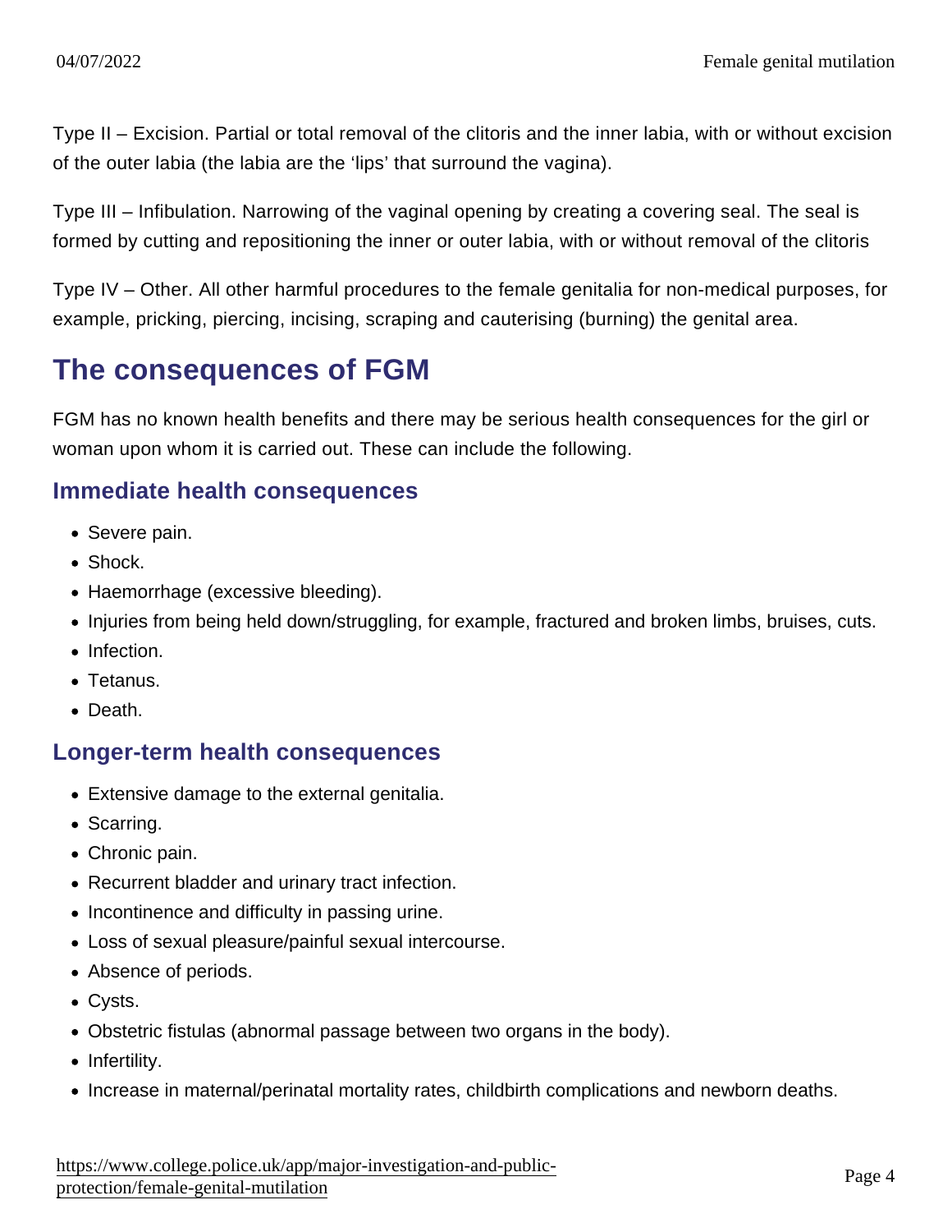Type II – Excision. Partial or total removal of the clitoris and the inner labia, with or without excision of the outer labia (the labia are the 'lips' that surround the vagina).

Type III – Infibulation. Narrowing of the vaginal opening by creating a covering seal. The seal is formed by cutting and repositioning the inner or outer labia, with or without removal of the clitoris

Type IV – Other. All other harmful procedures to the female genitalia for non-medical purposes, for example, pricking, piercing, incising, scraping and cauterising (burning) the genital area.

## The consequences of FGM

FGM has no known health benefits and there may be serious health consequences for the girl or woman upon whom it is carried out. These can include the following.

### Immediate health consequences

- Severe pain.
- Shock.
- Haemorrhage (excessive bleeding).
- Injuries from being held down/struggling, for example, fractured and broken limbs, bruises, cuts.
- Infection.
- Tetanus.
- Death.

### Longer-term health consequences

- Extensive damage to the external genitalia.
- Scarring.
- Chronic pain.
- Recurrent bladder and urinary tract infection.
- Incontinence and difficulty in passing urine.
- Loss of sexual pleasure/painful sexual intercourse.
- Absence of periods.
- Cysts.
- Obstetric fistulas (abnormal passage between two organs in the body).
- Infertility.
- Increase in maternal/perinatal mortality rates, childbirth complications and newborn deaths.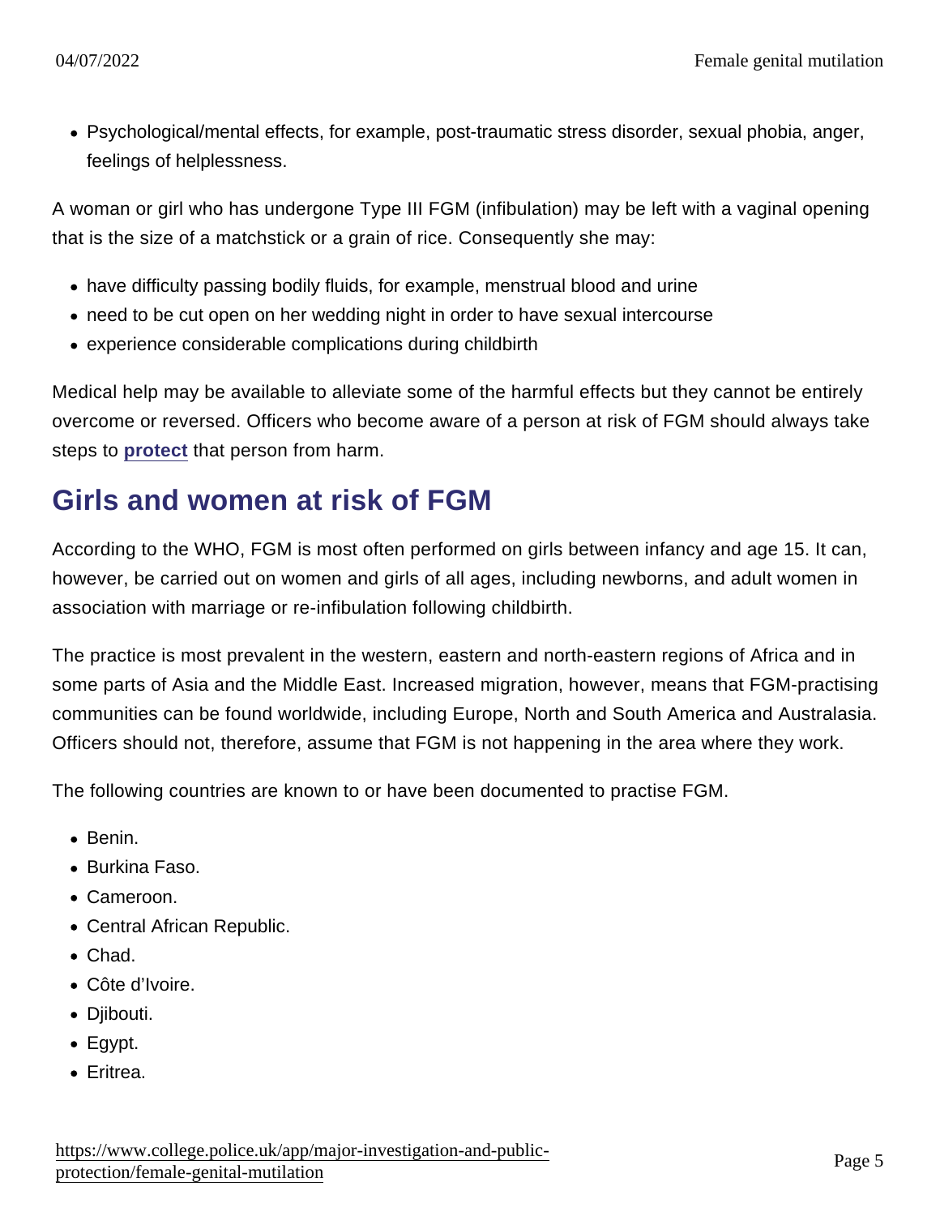- Psychological/mental effects, for example, post-traumatic stress disorder, sexual phobia, anger, feelings of helplessness.

A woman or girl who has undergone Type III FGM (infibulation) may be left with a vaginal opening that is the size of a matchstick or a grain of rice. Consequently she may:

- have difficulty passing bodily fluids, for example, menstrual blood and urine
- need to be cut open on her wedding night in order to have sexual intercourse
- experience considerable complications during childbirth

Medical help may be available to alleviate some of the harmful effects but they cannot be entirely overcome or reversed. Officers who become aware of a person at risk of FGM should always take steps to protect that person from harm.

## Girls and women at risk of FGM

According to the WHO, FGM is most often performed on girls between infancy and age 15. It can, however, be carried out on women and girls of all ages, including newborns, and adult women in association with marriage or re-infibulation following childbirth.

The practice is most prevalent in the western, eastern and north-eastern regions of Africa and in some parts of Asia and the Middle East. Increased migration, however, means that FGM-practising communities can be found worldwide, including Europe, North and South America and Australasia. Officers should not, therefore, assume that FGM is not happening in the area where they work.

The following countries are known to or have been documented to practise FGM.

- Benin.
- Burkina Faso.
- Cameroon.
- Central African Republic.
- Chad.
- Côte d'Ivoire.
- Djibouti.
- Egypt.
- Eritrea.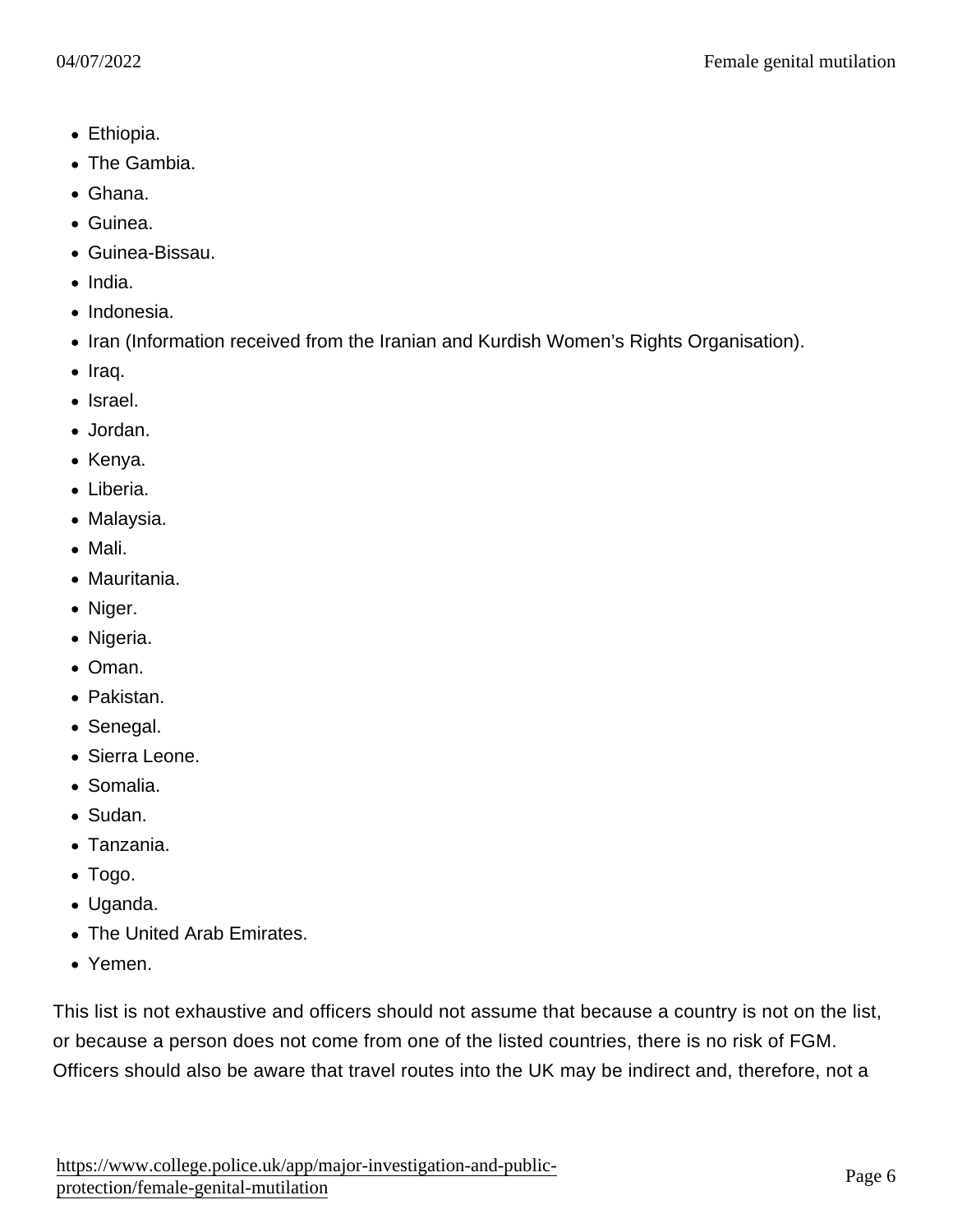- Ethiopia.
- The Gambia.
- Ghana.
- Guinea.
- Guinea-Bissau.
- India.
- Indonesia.
- Iran (Information received from the Iranian and Kurdish Women's Rights Organisation).
- Iraq.
- Israel.
- Jordan.
- Kenya.
- Liberia.
- Malaysia.
- Mali.
- Mauritania.
- Niger.
- Nigeria.
- Oman.
- Pakistan.
- Senegal.
- Sierra Leone.
- Somalia.
- Sudan.
- Tanzania.
- Togo.
- Uganda.
- The United Arab Emirates.
- Yemen.

This list is not exhaustive and officers should not assume that because a country is not on the list, or because a person does not come from one of the listed countries, there is no risk of FGM. Officers should also be aware that travel routes into the UK may be indirect and, therefore, not a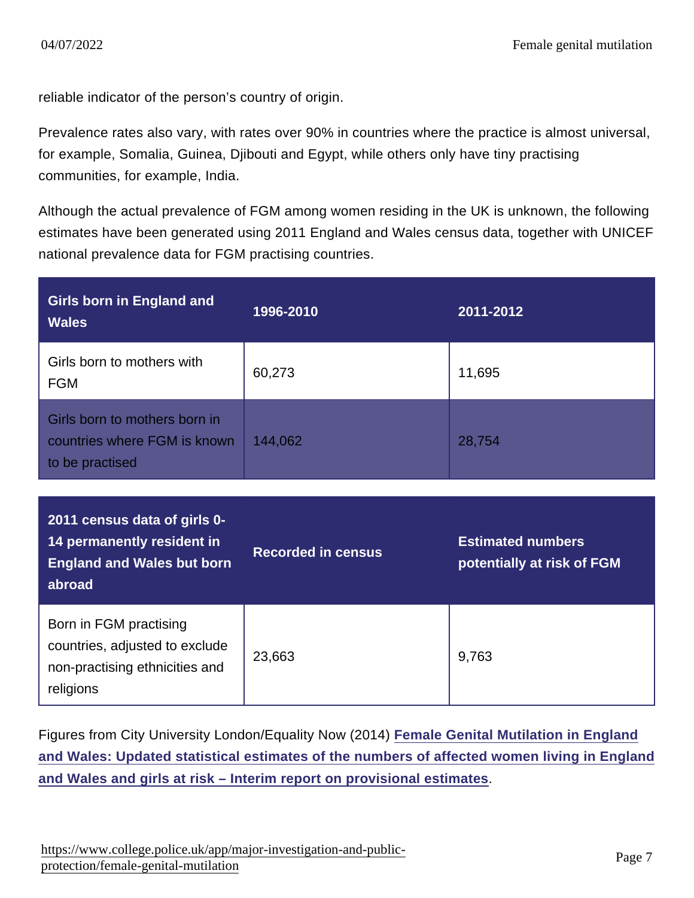reliable indicator of the person's country of origin.

Prevalence rates also vary, with rates over 90% in countries where the practice is almost universal, for example, Somalia, Guinea, Djibouti and Egypt, while others only have tiny practising communities, for example, India.

Although the actual prevalence of FGM among women residing in the UK is unknown, the following estimates have been generated using 2011 England and Wales census data, together with UNICEF national prevalence data for FGM practising countries.

| Girls born in England and Wales | 1996-2010 | 2011-2012 |
| --- | --- | --- |
| Girls born to mothers with FGM | 60,273 | 11,695 |
| Girls born to mothers born in countries where FGM is known to be practised | 144,062 | 28,754 |

| 2011 census data of girls 0-14 permanently resident in England and Wales but born abroad | Recorded in census | Estimated numbers potentially at risk of FGM |
| --- | --- | --- |
| Born in FGM practising countries, adjusted to exclude non-practising ethnicities and religions | 23,663 | 9,763 |

Figures from City University London/Equality Now (2014) **Female Genital Mutilation in England and Wales: Updated statistical estimates of the numbers of affected women living in England and Wales and girls at risk – Interim report on provisional estimates**.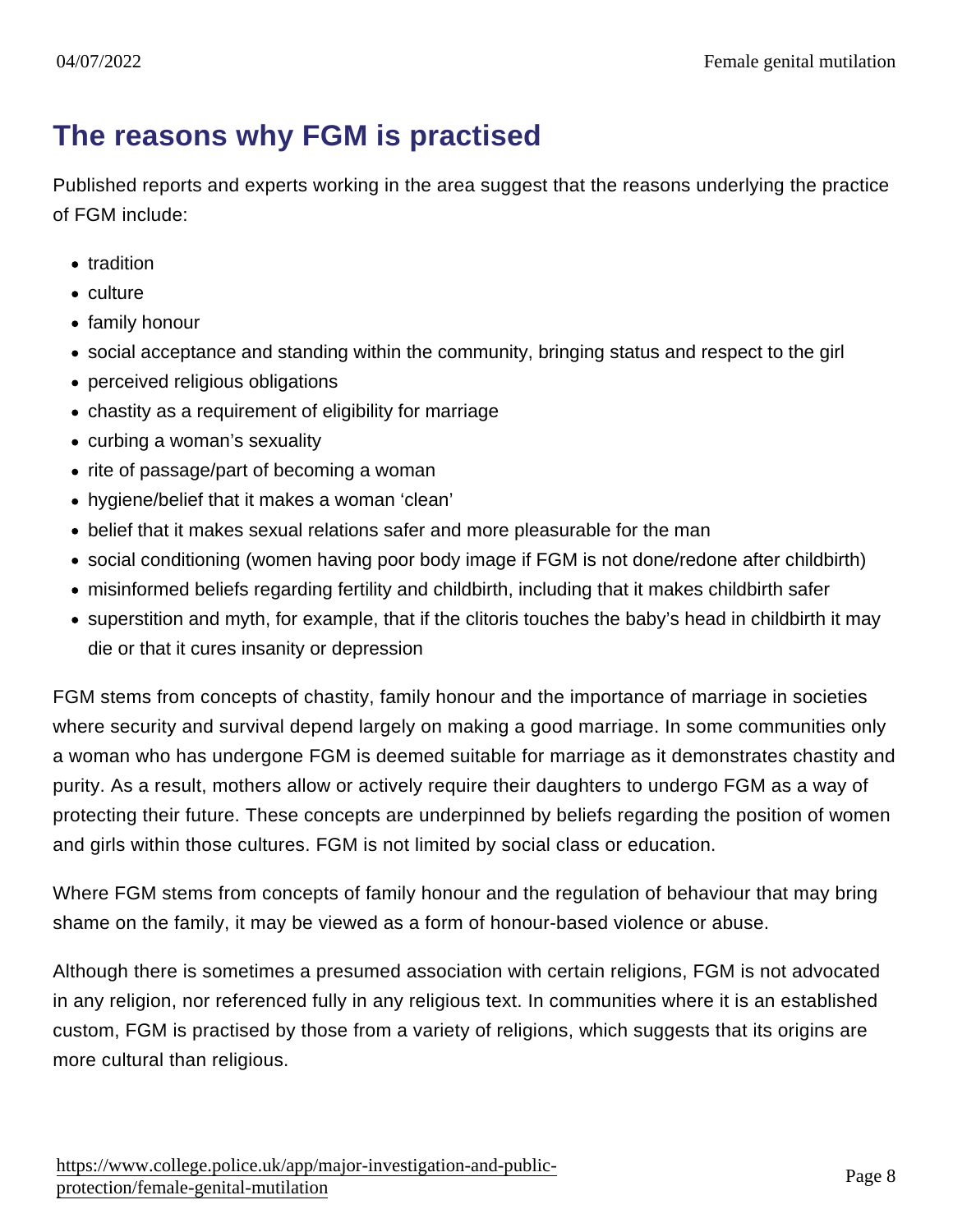## The reasons why FGM is practised

Published reports and experts working in the area suggest that the reasons underlying the practice of FGM include:

- tradition
- culture
- family honour
- social acceptance and standing within the community, bringing status and respect to the girl
- perceived religious obligations
- chastity as a requirement of eligibility for marriage
- curbing a woman's sexuality
- rite of passage/part of becoming a woman
- hygiene/belief that it makes a woman 'clean'
- belief that it makes sexual relations safer and more pleasurable for the man
- social conditioning (women having poor body image if FGM is not done/redone after childbirth)
- misinformed beliefs regarding fertility and childbirth, including that it makes childbirth safer
- superstition and myth, for example, that if the clitoris touches the baby's head in childbirth it may die or that it cures insanity or depression

FGM stems from concepts of chastity, family honour and the importance of marriage in societies where security and survival depend largely on making a good marriage. In some communities only a woman who has undergone FGM is deemed suitable for marriage as it demonstrates chastity and purity. As a result, mothers allow or actively require their daughters to undergo FGM as a way of protecting their future. These concepts are underpinned by beliefs regarding the position of women and girls within those cultures. FGM is not limited by social class or education.

Where FGM stems from concepts of family honour and the regulation of behaviour that may bring shame on the family, it may be viewed as a form of honour-based violence or abuse.

Although there is sometimes a presumed association with certain religions, FGM is not advocated in any religion, nor referenced fully in any religious text. In communities where it is an established custom, FGM is practised by those from a variety of religions, which suggests that its origins are more cultural than religious.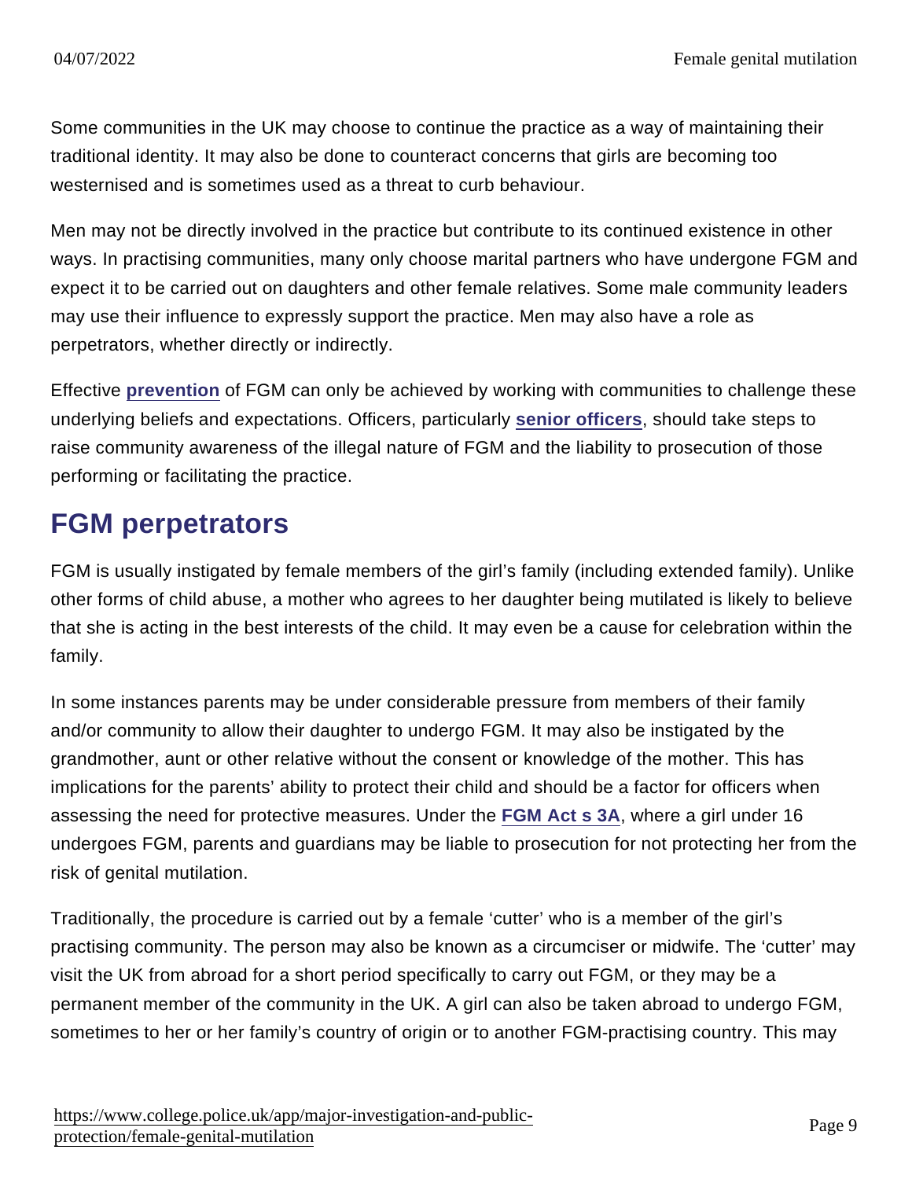Some communities in the UK may choose to continue the practice as a way of maintaining their traditional identity. It may also be done to counteract concerns that girls are becoming too westernised and is sometimes used as a threat to curb behaviour.

Men may not be directly involved in the practice but contribute to its continued existence in other ways. In practising communities, many only choose marital partners who have undergone FGM and expect it to be carried out on daughters and other female relatives. Some male community leaders may use their influence to expressly support the practice. Men may also have a role as perpetrators, whether directly or indirectly.

Effective **prevention** of FGM can only be achieved by working with communities to challenge these underlying beliefs and expectations. Officers, particularly **senior officers**, should take steps to raise community awareness of the illegal nature of FGM and the liability to prosecution of those performing or facilitating the practice.

## FGM perpetrators

FGM is usually instigated by female members of the girl's family (including extended family). Unlike other forms of child abuse, a mother who agrees to her daughter being mutilated is likely to believe that she is acting in the best interests of the child. It may even be a cause for celebration within the family.

In some instances parents may be under considerable pressure from members of their family and/or community to allow their daughter to undergo FGM. It may also be instigated by the grandmother, aunt or other relative without the consent or knowledge of the mother. This has implications for the parents' ability to protect their child and should be a factor for officers when assessing the need for protective measures. Under the **FGM Act s 3A**, where a girl under 16 undergoes FGM, parents and guardians may be liable to prosecution for not protecting her from the risk of genital mutilation.

Traditionally, the procedure is carried out by a female 'cutter' who is a member of the girl's practising community. The person may also be known as a circumciser or midwife. The 'cutter' may visit the UK from abroad for a short period specifically to carry out FGM, or they may be a permanent member of the community in the UK. A girl can also be taken abroad to undergo FGM, sometimes to her or her family's country of origin or to another FGM-practising country. This may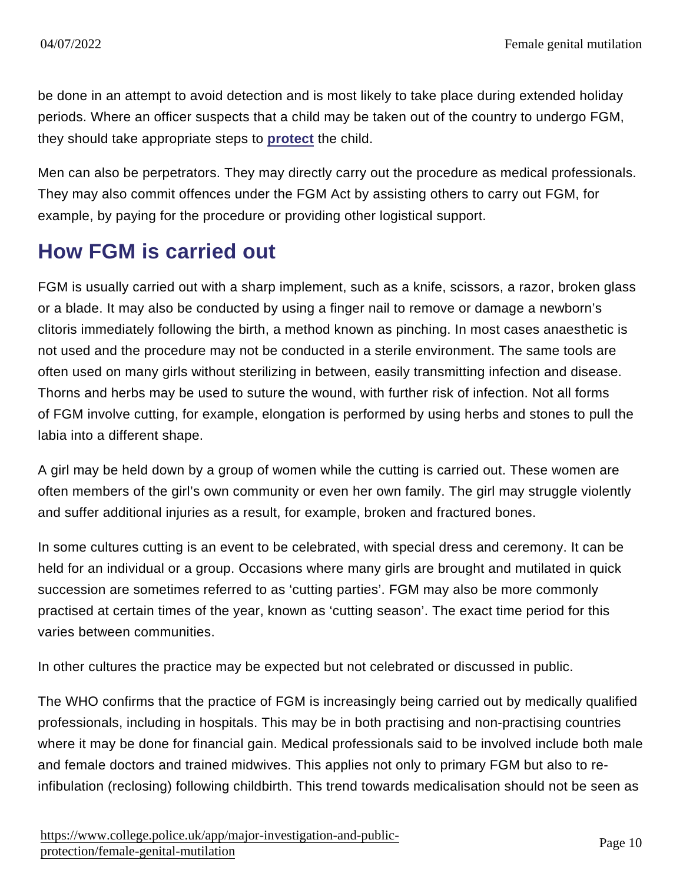be done in an attempt to avoid detection and is most likely to take place during extended holiday periods. Where an officer suspects that a child may be taken out of the country to undergo FGM, they should take appropriate steps to **protect** the child.

Men can also be perpetrators. They may directly carry out the procedure as medical professionals. They may also commit offences under the FGM Act by assisting others to carry out FGM, for example, by paying for the procedure or providing other logistical support.

## How FGM is carried out

FGM is usually carried out with a sharp implement, such as a knife, scissors, a razor, broken glass or a blade. It may also be conducted by using a finger nail to remove or damage a newborn's clitoris immediately following the birth, a method known as pinching. In most cases anaesthetic is not used and the procedure may not be conducted in a sterile environment. The same tools are often used on many girls without sterilizing in between, easily transmitting infection and disease. Thorns and herbs may be used to suture the wound, with further risk of infection. Not all forms of FGM involve cutting, for example, elongation is performed by using herbs and stones to pull the labia into a different shape.

A girl may be held down by a group of women while the cutting is carried out. These women are often members of the girl's own community or even her own family. The girl may struggle violently and suffer additional injuries as a result, for example, broken and fractured bones.

In some cultures cutting is an event to be celebrated, with special dress and ceremony. It can be held for an individual or a group. Occasions where many girls are brought and mutilated in quick succession are sometimes referred to as 'cutting parties'. FGM may also be more commonly practised at certain times of the year, known as 'cutting season'. The exact time period for this varies between communities.

In other cultures the practice may be expected but not celebrated or discussed in public.

The WHO confirms that the practice of FGM is increasingly being carried out by medically qualified professionals, including in hospitals. This may be in both practising and non-practising countries where it may be done for financial gain. Medical professionals said to be involved include both male and female doctors and trained midwives. This applies not only to primary FGM but also to re-infibulation (reclosing) following childbirth. This trend towards medicalisation should not be seen as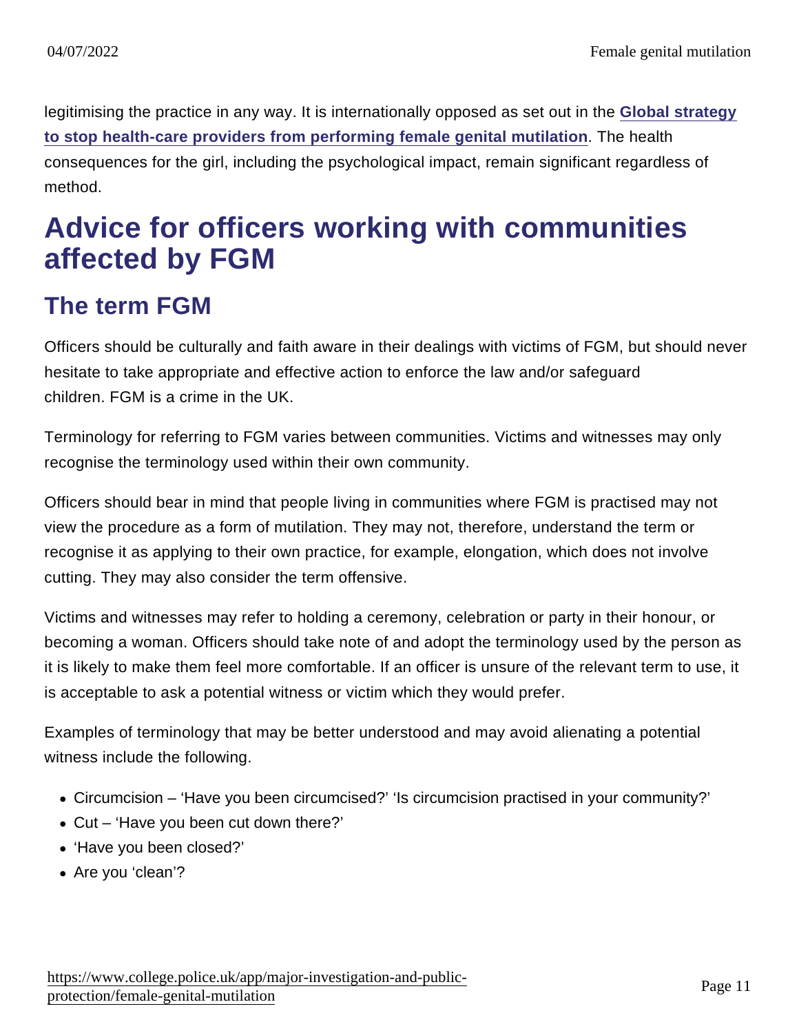legitimising the practice in any way. It is internationally opposed as set out in the [Global strategy to stop health-care providers from performing female genital mutilation](). The health consequences for the girl, including the psychological impact, remain significant regardless of method.

# Advice for officers working with communities affected by FGM

## The term FGM

Officers should be culturally and faith aware in their dealings with victims of FGM, but should never hesitate to take appropriate and effective action to enforce the law and/or safeguard children. FGM is a crime in the UK.

Terminology for referring to FGM varies between communities. Victims and witnesses may only recognise the terminology used within their own community.

Officers should bear in mind that people living in communities where FGM is practised may not view the procedure as a form of mutilation. They may not, therefore, understand the term or recognise it as applying to their own practice, for example, elongation, which does not involve cutting. They may also consider the term offensive.

Victims and witnesses may refer to holding a ceremony, celebration or party in their honour, or becoming a woman. Officers should take note of and adopt the terminology used by the person as it is likely to make them feel more comfortable. If an officer is unsure of the relevant term to use, it is acceptable to ask a potential witness or victim which they would prefer.

Examples of terminology that may be better understood and may avoid alienating a potential witness include the following.

- Circumcision – 'Have you been circumcised?' 'Is circumcision practised in your community?'
- Cut – 'Have you been cut down there?'
- 'Have you been closed?'
- Are you 'clean'?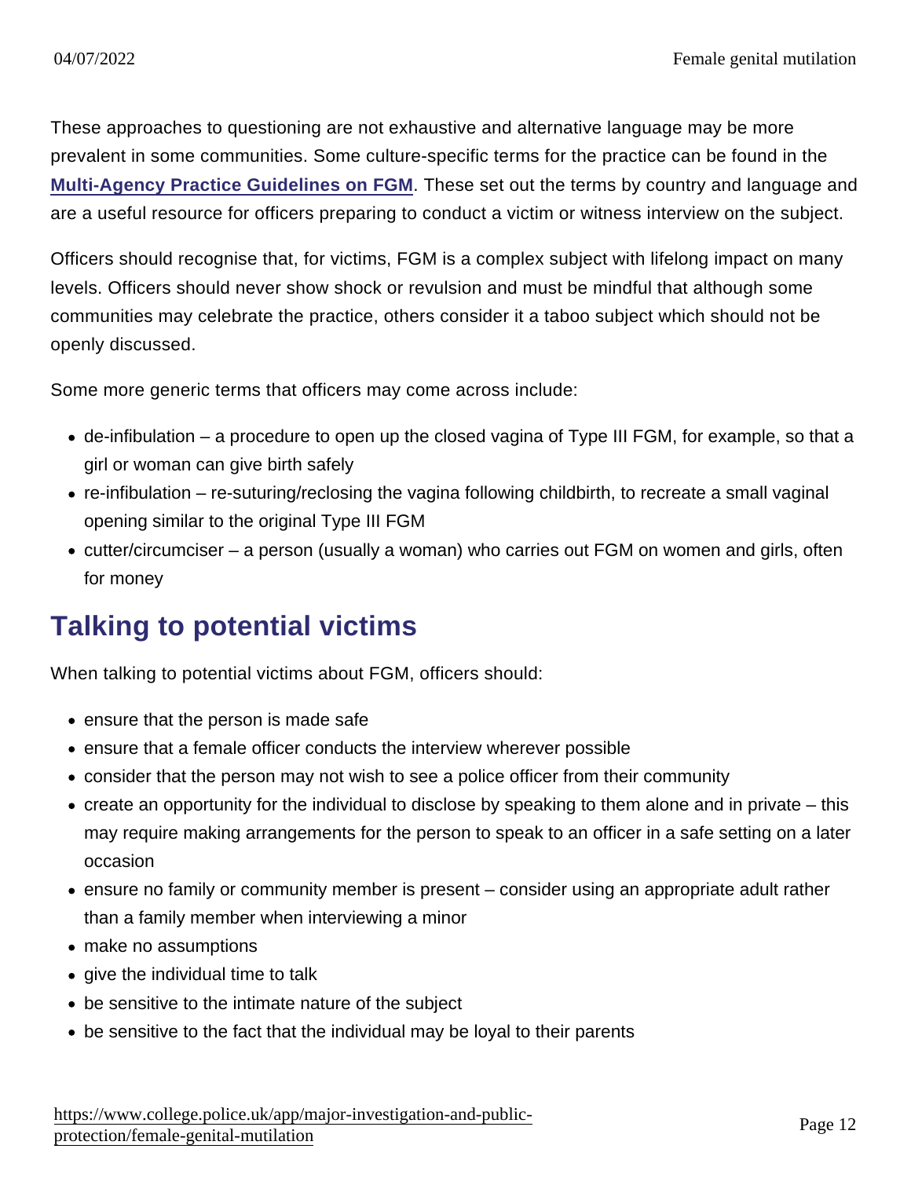These approaches to questioning are not exhaustive and alternative language may be more prevalent in some communities. Some culture-specific terms for the practice can be found in the [Multi-Agency Practice Guidelines on FGM](). These set out the terms by country and language and are a useful resource for officers preparing to conduct a victim or witness interview on the subject.

Officers should recognise that, for victims, FGM is a complex subject with lifelong impact on many levels. Officers should never show shock or revulsion and must be mindful that although some communities may celebrate the practice, others consider it a taboo subject which should not be openly discussed.

Some more generic terms that officers may come across include:

- de-infibulation – a procedure to open up the closed vagina of Type III FGM, for example, so that a girl or woman can give birth safely
- re-infibulation – re-suturing/reclosing the vagina following childbirth, to recreate a small vaginal opening similar to the original Type III FGM
- cutter/circumciser – a person (usually a woman) who carries out FGM on women and girls, often for money

## Talking to potential victims

When talking to potential victims about FGM, officers should:

- ensure that the person is made safe
- ensure that a female officer conducts the interview wherever possible
- consider that the person may not wish to see a police officer from their community
- create an opportunity for the individual to disclose by speaking to them alone and in private – this may require making arrangements for the person to speak to an officer in a safe setting on a later occasion
- ensure no family or community member is present – consider using an appropriate adult rather than a family member when interviewing a minor
- make no assumptions
- give the individual time to talk
- be sensitive to the intimate nature of the subject
- be sensitive to the fact that the individual may be loyal to their parents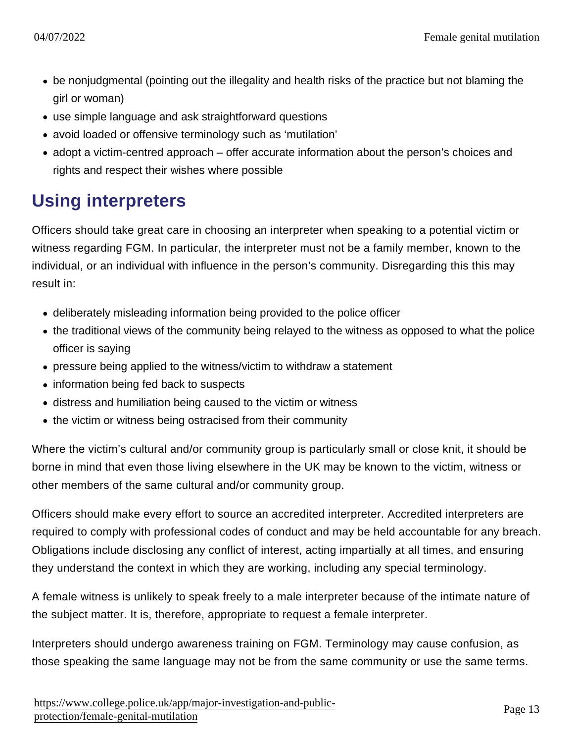- be nonjudgmental (pointing out the illegality and health risks of the practice but not blaming the girl or woman)
- use simple language and ask straightforward questions
- avoid loaded or offensive terminology such as 'mutilation'
- adopt a victim-centred approach – offer accurate information about the person's choices and rights and respect their wishes where possible

## Using interpreters

Officers should take great care in choosing an interpreter when speaking to a potential victim or witness regarding FGM. In particular, the interpreter must not be a family member, known to the individual, or an individual with influence in the person's community. Disregarding this this may result in:

- deliberately misleading information being provided to the police officer
- the traditional views of the community being relayed to the witness as opposed to what the police officer is saying
- pressure being applied to the witness/victim to withdraw a statement
- information being fed back to suspects
- distress and humiliation being caused to the victim or witness
- the victim or witness being ostracised from their community

Where the victim's cultural and/or community group is particularly small or close knit, it should be borne in mind that even those living elsewhere in the UK may be known to the victim, witness or other members of the same cultural and/or community group.

Officers should make every effort to source an accredited interpreter. Accredited interpreters are required to comply with professional codes of conduct and may be held accountable for any breach. Obligations include disclosing any conflict of interest, acting impartially at all times, and ensuring they understand the context in which they are working, including any special terminology.

A female witness is unlikely to speak freely to a male interpreter because of the intimate nature of the subject matter. It is, therefore, appropriate to request a female interpreter.

Interpreters should undergo awareness training on FGM. Terminology may cause confusion, as those speaking the same language may not be from the same community or use the same terms.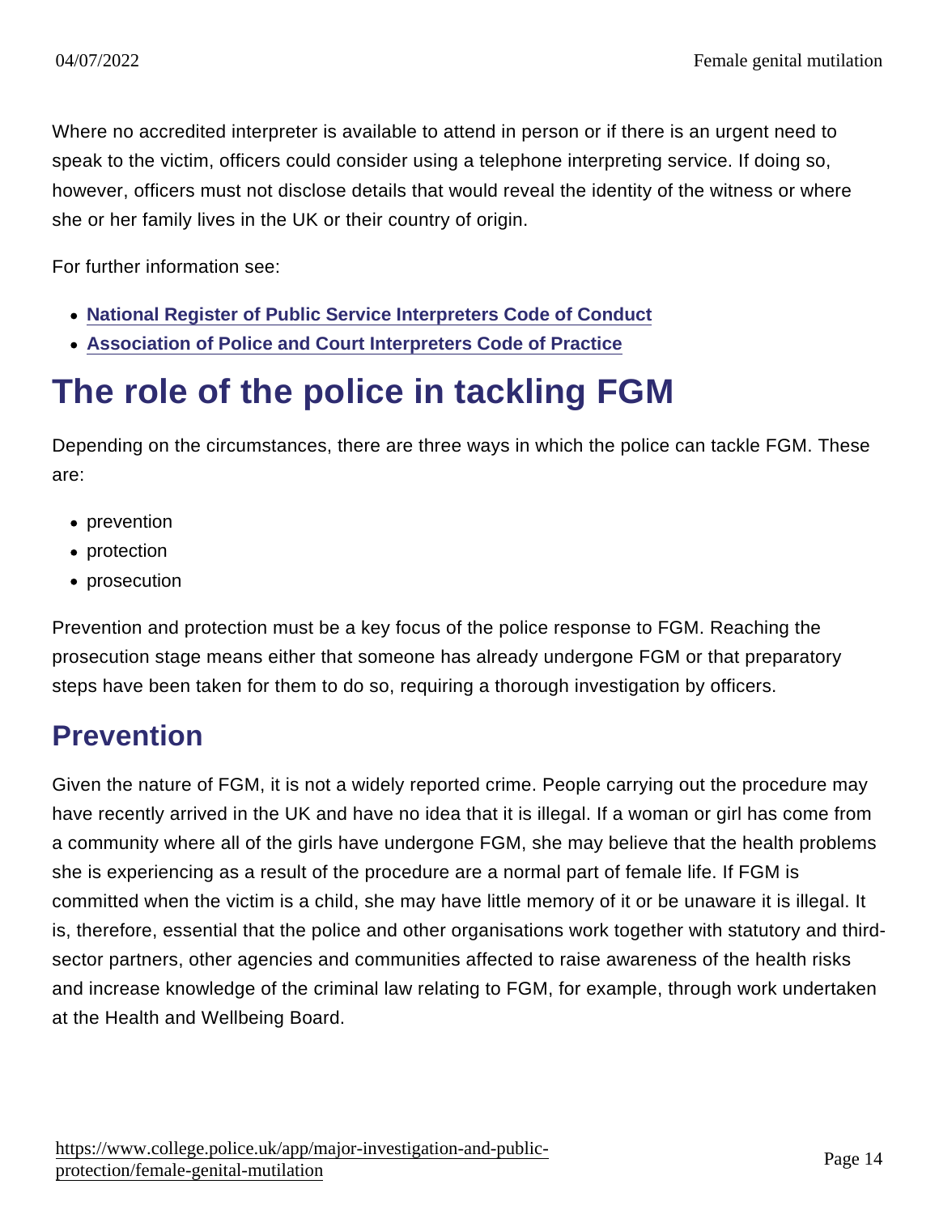Where no accredited interpreter is available to attend in person or if there is an urgent need to speak to the victim, officers could consider using a telephone interpreting service. If doing so, however, officers must not disclose details that would reveal the identity of the witness or where she or her family lives in the UK or their country of origin.

For further information see:

- National Register of Public Service Interpreters Code of Conduct
- Association of Police and Court Interpreters Code of Practice

# The role of the police in tackling FGM

Depending on the circumstances, there are three ways in which the police can tackle FGM. These are:

- prevention
- protection
- prosecution

Prevention and protection must be a key focus of the police response to FGM. Reaching the prosecution stage means either that someone has already undergone FGM or that preparatory steps have been taken for them to do so, requiring a thorough investigation by officers.

## Prevention

Given the nature of FGM, it is not a widely reported crime. People carrying out the procedure may have recently arrived in the UK and have no idea that it is illegal. If a woman or girl has come from a community where all of the girls have undergone FGM, she may believe that the health problems she is experiencing as a result of the procedure are a normal part of female life. If FGM is committed when the victim is a child, she may have little memory of it or be unaware it is illegal. It is, therefore, essential that the police and other organisations work together with statutory and third-sector partners, other agencies and communities affected to raise awareness of the health risks and increase knowledge of the criminal law relating to FGM, for example, through work undertaken at the Health and Wellbeing Board.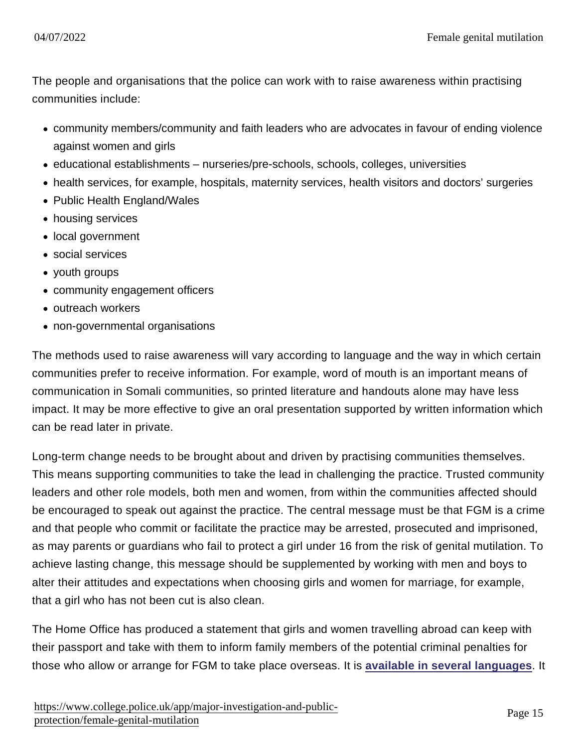The people and organisations that the police can work with to raise awareness within practising communities include:

- community members/community and faith leaders who are advocates in favour of ending violence against women and girls
- educational establishments – nurseries/pre-schools, schools, colleges, universities
- health services, for example, hospitals, maternity services, health visitors and doctors' surgeries
- Public Health England/Wales
- housing services
- local government
- social services
- youth groups
- community engagement officers
- outreach workers
- non-governmental organisations

The methods used to raise awareness will vary according to language and the way in which certain communities prefer to receive information. For example, word of mouth is an important means of communication in Somali communities, so printed literature and handouts alone may have less impact. It may be more effective to give an oral presentation supported by written information which can be read later in private.

Long-term change needs to be brought about and driven by practising communities themselves. This means supporting communities to take the lead in challenging the practice. Trusted community leaders and other role models, both men and women, from within the communities affected should be encouraged to speak out against the practice. The central message must be that FGM is a crime and that people who commit or facilitate the practice may be arrested, prosecuted and imprisoned, as may parents or guardians who fail to protect a girl under 16 from the risk of genital mutilation. To achieve lasting change, this message should be supplemented by working with men and boys to alter their attitudes and expectations when choosing girls and women for marriage, for example, that a girl who has not been cut is also clean.

The Home Office has produced a statement that girls and women travelling abroad can keep with their passport and take with them to inform family members of the potential criminal penalties for those who allow or arrange for FGM to take place overseas. It is **available in several languages**. It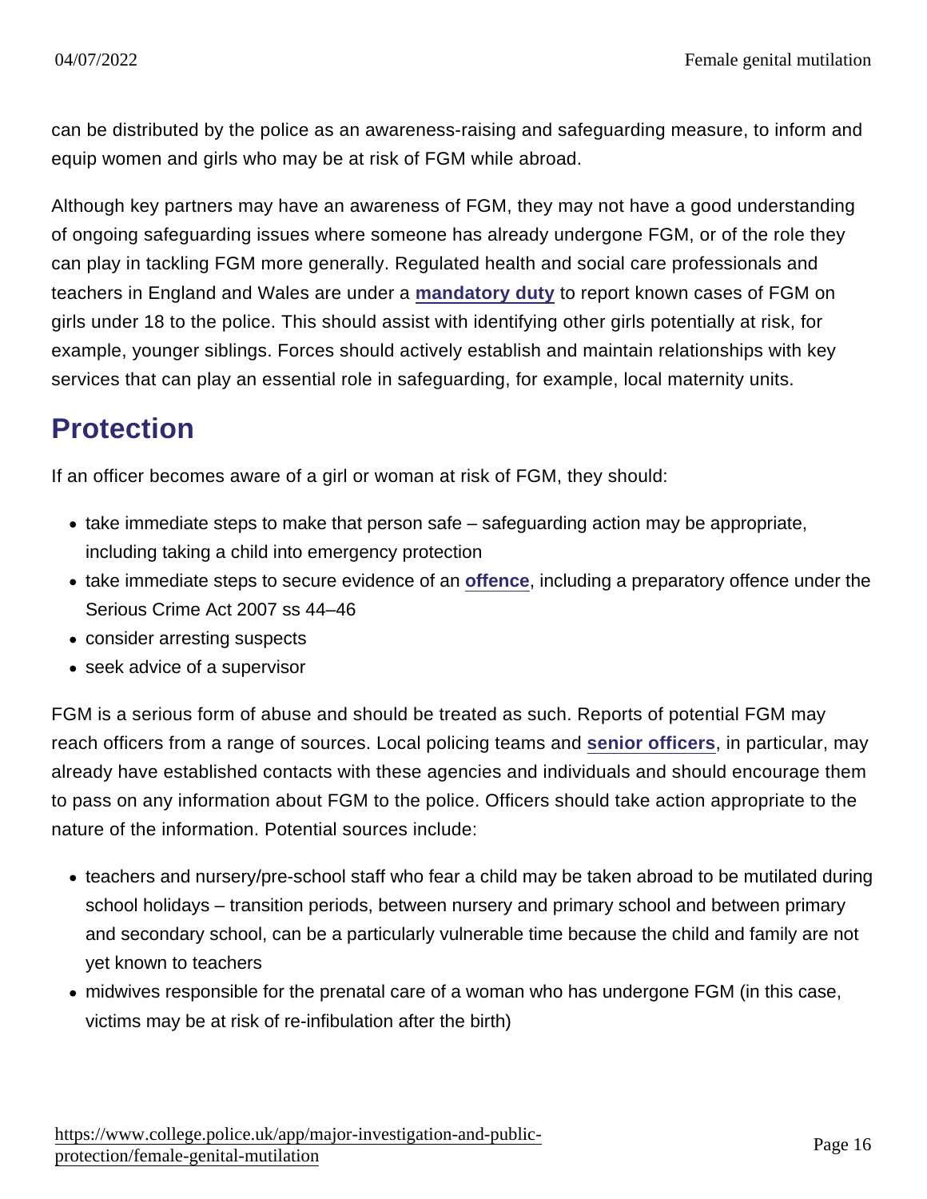can be distributed by the police as an awareness-raising and safeguarding measure, to inform and equip women and girls who may be at risk of FGM while abroad.

Although key partners may have an awareness of FGM, they may not have a good understanding of ongoing safeguarding issues where someone has already undergone FGM, or of the role they can play in tackling FGM more generally. Regulated health and social care professionals and teachers in England and Wales are under a **mandatory duty** to report known cases of FGM on girls under 18 to the police. This should assist with identifying other girls potentially at risk, for example, younger siblings. Forces should actively establish and maintain relationships with key services that can play an essential role in safeguarding, for example, local maternity units.

## Protection

If an officer becomes aware of a girl or woman at risk of FGM, they should:

- take immediate steps to make that person safe – safeguarding action may be appropriate, including taking a child into emergency protection
- take immediate steps to secure evidence of an **offence**, including a preparatory offence under the Serious Crime Act 2007 ss 44–46
- consider arresting suspects
- seek advice of a supervisor

FGM is a serious form of abuse and should be treated as such. Reports of potential FGM may reach officers from a range of sources. Local policing teams and **senior officers**, in particular, may already have established contacts with these agencies and individuals and should encourage them to pass on any information about FGM to the police. Officers should take action appropriate to the nature of the information. Potential sources include:

- teachers and nursery/pre-school staff who fear a child may be taken abroad to be mutilated during school holidays – transition periods, between nursery and primary school and between primary and secondary school, can be a particularly vulnerable time because the child and family are not yet known to teachers
- midwives responsible for the prenatal care of a woman who has undergone FGM (in this case, victims may be at risk of re-infibulation after the birth)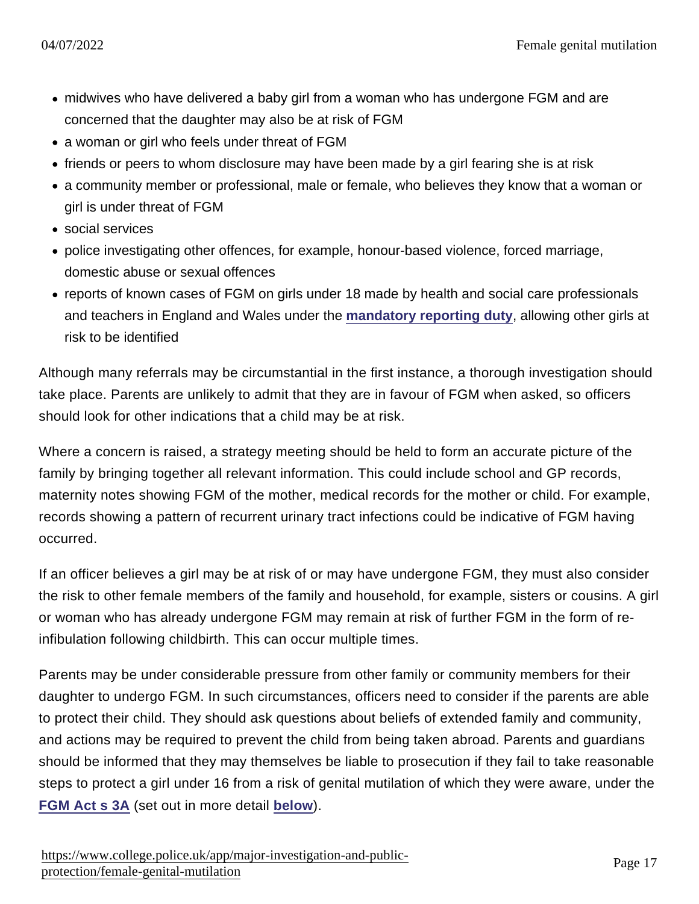- midwives who have delivered a baby girl from a woman who has undergone FGM and are concerned that the daughter may also be at risk of FGM
- a woman or girl who feels under threat of FGM
- friends or peers to whom disclosure may have been made by a girl fearing she is at risk
- a community member or professional, male or female, who believes they know that a woman or girl is under threat of FGM
- social services
- police investigating other offences, for example, honour-based violence, forced marriage, domestic abuse or sexual offences
- reports of known cases of FGM on girls under 18 made by health and social care professionals and teachers in England and Wales under the **mandatory reporting duty**, allowing other girls at risk to be identified

Although many referrals may be circumstantial in the first instance, a thorough investigation should take place. Parents are unlikely to admit that they are in favour of FGM when asked, so officers should look for other indications that a child may be at risk.

Where a concern is raised, a strategy meeting should be held to form an accurate picture of the family by bringing together all relevant information. This could include school and GP records, maternity notes showing FGM of the mother, medical records for the mother or child. For example, records showing a pattern of recurrent urinary tract infections could be indicative of FGM having occurred.

If an officer believes a girl may be at risk of or may have undergone FGM, they must also consider the risk to other female members of the family and household, for example, sisters or cousins. A girl or woman who has already undergone FGM may remain at risk of further FGM in the form of re-infibulation following childbirth. This can occur multiple times.

Parents may be under considerable pressure from other family or community members for their daughter to undergo FGM. In such circumstances, officers need to consider if the parents are able to protect their child. They should ask questions about beliefs of extended family and community, and actions may be required to prevent the child from being taken abroad. Parents and guardians should be informed that they may themselves be liable to prosecution if they fail to take reasonable steps to protect a girl under 16 from a risk of genital mutilation of which they were aware, under the **FGM Act s 3A** (set out in more detail **below**).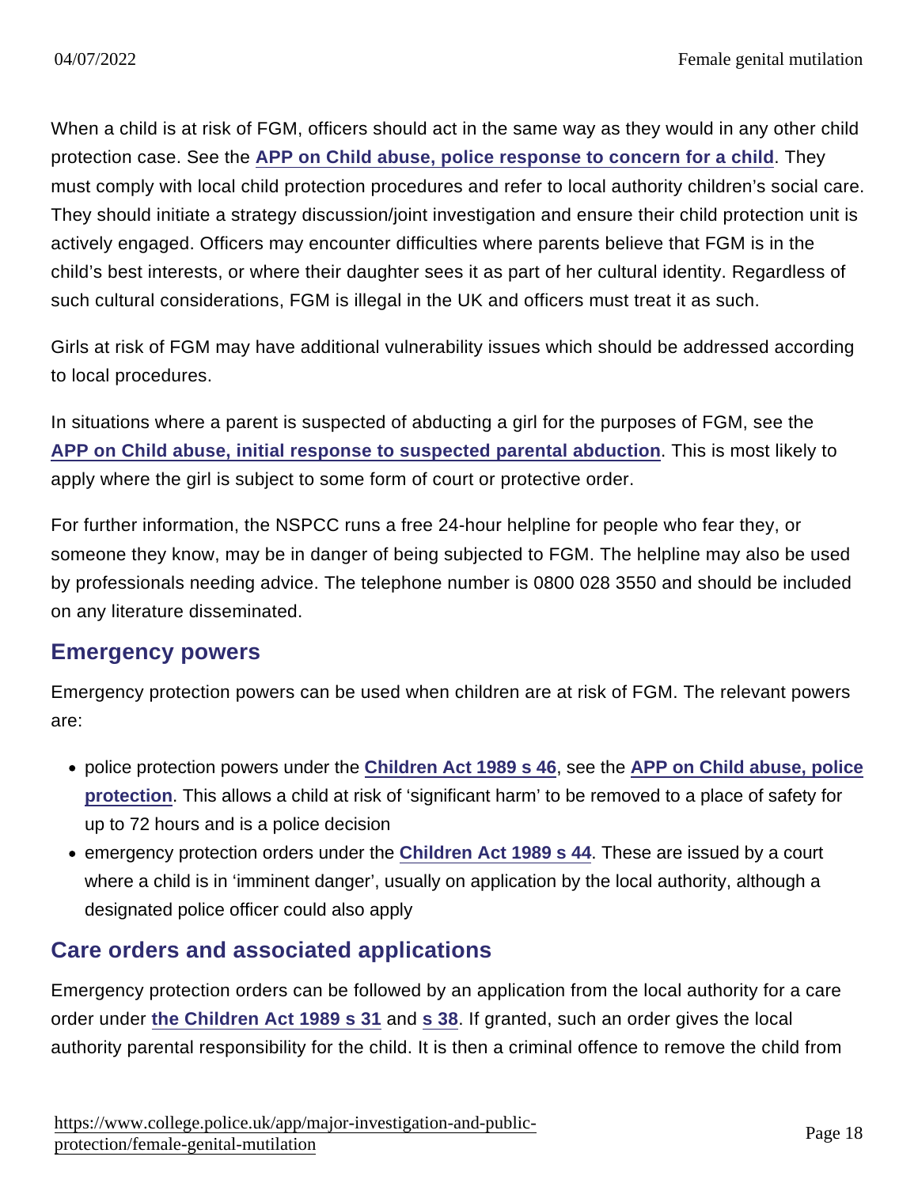When a child is at risk of FGM, officers should act in the same way as they would in any other child protection case. See the **APP on Child abuse, police response to concern for a child**. They must comply with local child protection procedures and refer to local authority children's social care. They should initiate a strategy discussion/joint investigation and ensure their child protection unit is actively engaged. Officers may encounter difficulties where parents believe that FGM is in the child's best interests, or where their daughter sees it as part of her cultural identity. Regardless of such cultural considerations, FGM is illegal in the UK and officers must treat it as such.

Girls at risk of FGM may have additional vulnerability issues which should be addressed according to local procedures.

In situations where a parent is suspected of abducting a girl for the purposes of FGM, see the **APP on Child abuse, initial response to suspected parental abduction**. This is most likely to apply where the girl is subject to some form of court or protective order.

For further information, the NSPCC runs a free 24-hour helpline for people who fear they, or someone they know, may be in danger of being subjected to FGM. The helpline may also be used by professionals needing advice. The telephone number is 0800 028 3550 and should be included on any literature disseminated.

## Emergency powers

Emergency protection powers can be used when children are at risk of FGM. The relevant powers are:

- police protection powers under the **Children Act 1989 s 46**, see the **APP on Child abuse, police protection**. This allows a child at risk of 'significant harm' to be removed to a place of safety for up to 72 hours and is a police decision
- emergency protection orders under the **Children Act 1989 s 44**. These are issued by a court where a child is in 'imminent danger', usually on application by the local authority, although a designated police officer could also apply

## Care orders and associated applications

Emergency protection orders can be followed by an application from the local authority for a care order under **the Children Act 1989 s 31** and **s 38**. If granted, such an order gives the local authority parental responsibility for the child. It is then a criminal offence to remove the child from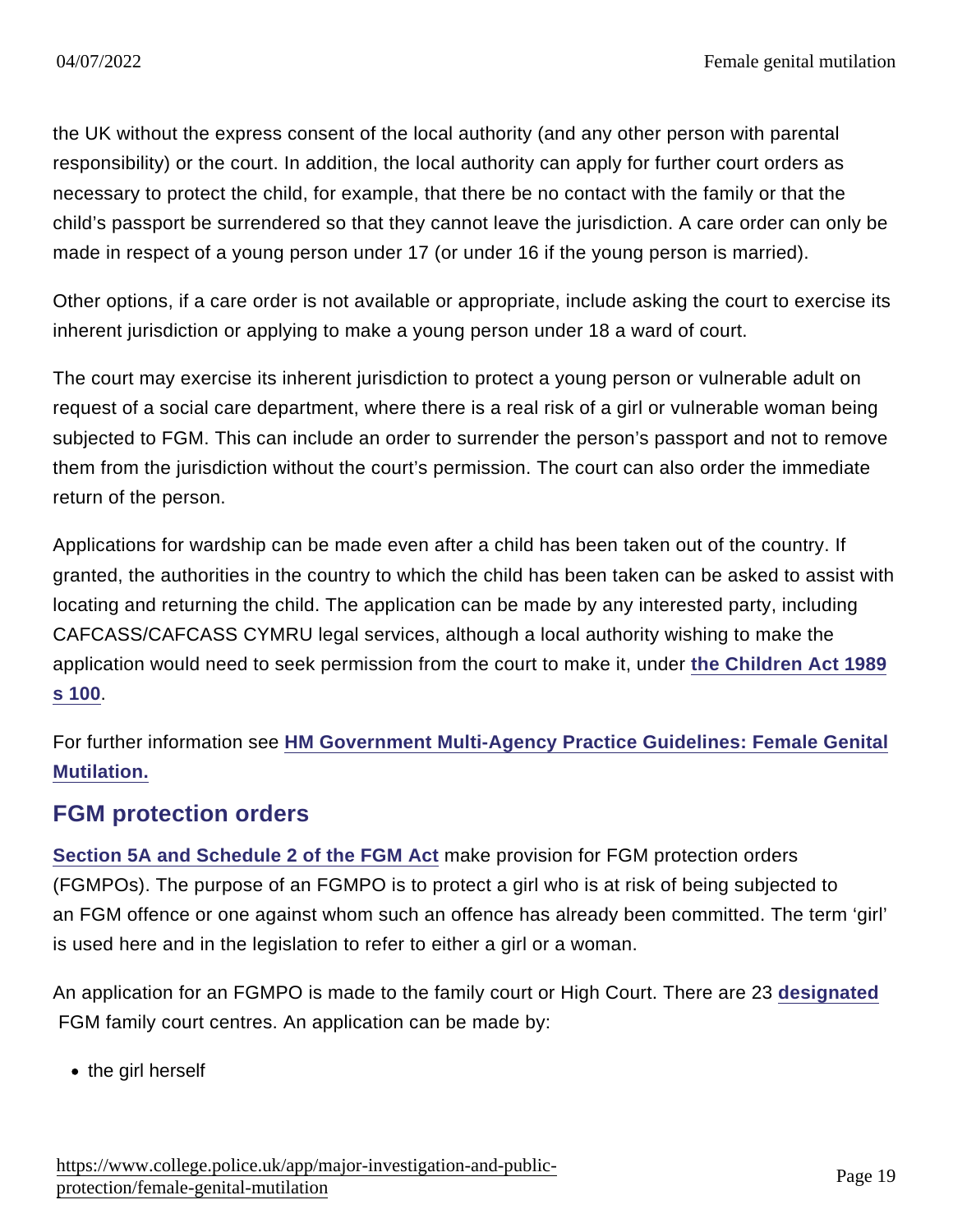the UK without the express consent of the local authority (and any other person with parental responsibility) or the court. In addition, the local authority can apply for further court orders as necessary to protect the child, for example, that there be no contact with the family or that the child's passport be surrendered so that they cannot leave the jurisdiction. A care order can only be made in respect of a young person under 17 (or under 16 if the young person is married).

Other options, if a care order is not available or appropriate, include asking the court to exercise its inherent jurisdiction or applying to make a young person under 18 a ward of court.

The court may exercise its inherent jurisdiction to protect a young person or vulnerable adult on request of a social care department, where there is a real risk of a girl or vulnerable woman being subjected to FGM. This can include an order to surrender the person's passport and not to remove them from the jurisdiction without the court's permission. The court can also order the immediate return of the person.

Applications for wardship can be made even after a child has been taken out of the country. If granted, the authorities in the country to which the child has been taken can be asked to assist with locating and returning the child. The application can be made by any interested party, including CAFCASS/CAFCASS CYMRU legal services, although a local authority wishing to make the application would need to seek permission from the court to make it, under **the Children Act 1989 s 100**.

For further information see **HM Government Multi-Agency Practice Guidelines: Female Genital Mutilation.**

## FGM protection orders

**Section 5A and Schedule 2 of the FGM Act** make provision for FGM protection orders (FGMPOs). The purpose of an FGMPO is to protect a girl who is at risk of being subjected to an FGM offence or one against whom such an offence has already been committed. The term 'girl' is used here and in the legislation to refer to either a girl or a woman.

An application for an FGMPO is made to the family court or High Court. There are 23 **designated** FGM family court centres. An application can be made by:

- the girl herself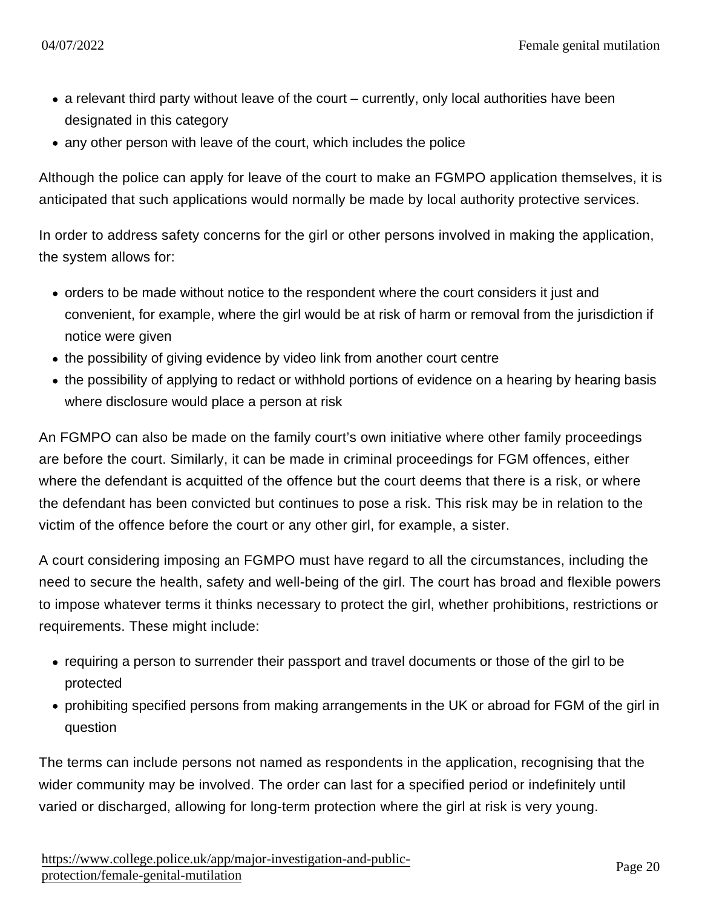- a relevant third party without leave of the court – currently, only local authorities have been designated in this category
- any other person with leave of the court, which includes the police

Although the police can apply for leave of the court to make an FGMPO application themselves, it is anticipated that such applications would normally be made by local authority protective services.

In order to address safety concerns for the girl or other persons involved in making the application, the system allows for:

- orders to be made without notice to the respondent where the court considers it just and convenient, for example, where the girl would be at risk of harm or removal from the jurisdiction if notice were given
- the possibility of giving evidence by video link from another court centre
- the possibility of applying to redact or withhold portions of evidence on a hearing by hearing basis where disclosure would place a person at risk

An FGMPO can also be made on the family court's own initiative where other family proceedings are before the court. Similarly, it can be made in criminal proceedings for FGM offences, either where the defendant is acquitted of the offence but the court deems that there is a risk, or where the defendant has been convicted but continues to pose a risk. This risk may be in relation to the victim of the offence before the court or any other girl, for example, a sister.

A court considering imposing an FGMPO must have regard to all the circumstances, including the need to secure the health, safety and well-being of the girl. The court has broad and flexible powers to impose whatever terms it thinks necessary to protect the girl, whether prohibitions, restrictions or requirements. These might include:

- requiring a person to surrender their passport and travel documents or those of the girl to be protected
- prohibiting specified persons from making arrangements in the UK or abroad for FGM of the girl in question

The terms can include persons not named as respondents in the application, recognising that the wider community may be involved. The order can last for a specified period or indefinitely until varied or discharged, allowing for long-term protection where the girl at risk is very young.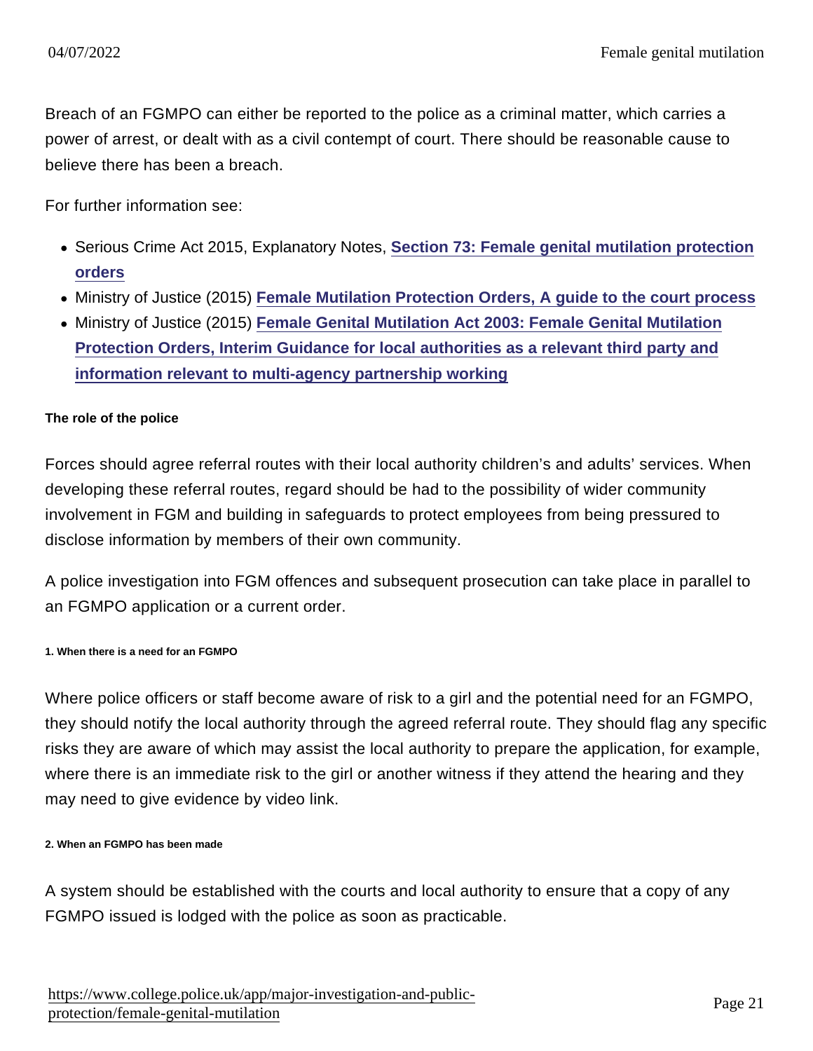Breach of an FGMPO can either be reported to the police as a criminal matter, which carries a power of arrest, or dealt with as a civil contempt of court. There should be reasonable cause to believe there has been a breach.

For further information see:

- Serious Crime Act 2015, Explanatory Notes, **Section 73: Female genital mutilation protection orders**
- Ministry of Justice (2015) **Female Mutilation Protection Orders, A guide to the court process**
- Ministry of Justice (2015) **Female Genital Mutilation Act 2003: Female Genital Mutilation Protection Orders, Interim Guidance for local authorities as a relevant third party and information relevant to multi-agency partnership working**

#### The role of the police

Forces should agree referral routes with their local authority children's and adults' services. When developing these referral routes, regard should be had to the possibility of wider community involvement in FGM and building in safeguards to protect employees from being pressured to disclose information by members of their own community.

A police investigation into FGM offences and subsequent prosecution can take place in parallel to an FGMPO application or a current order.

##### 1. When there is a need for an FGMPO

Where police officers or staff become aware of risk to a girl and the potential need for an FGMPO, they should notify the local authority through the agreed referral route. They should flag any specific risks they are aware of which may assist the local authority to prepare the application, for example, where there is an immediate risk to the girl or another witness if they attend the hearing and they may need to give evidence by video link.

##### 2. When an FGMPO has been made

A system should be established with the courts and local authority to ensure that a copy of any FGMPO issued is lodged with the police as soon as practicable.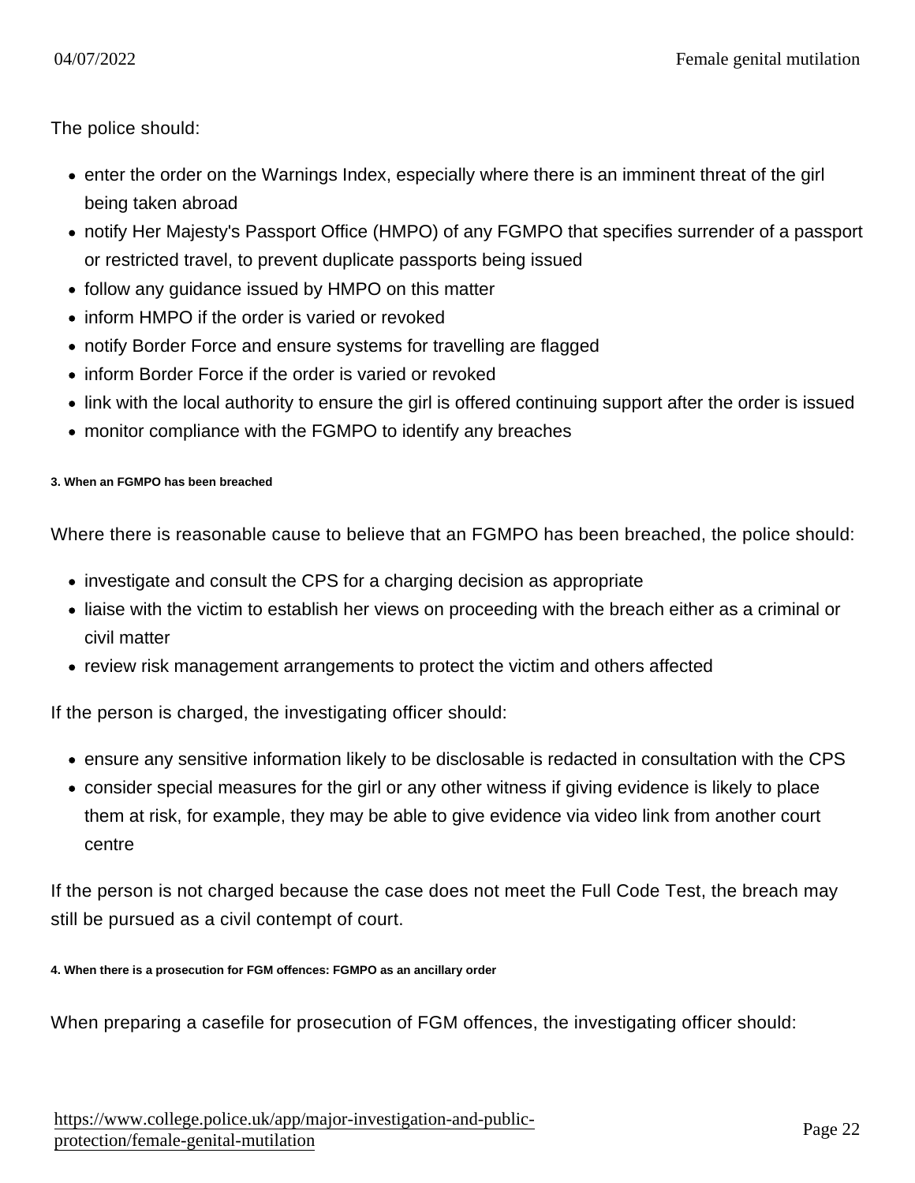The police should:

- enter the order on the Warnings Index, especially where there is an imminent threat of the girl being taken abroad
- notify Her Majesty's Passport Office (HMPO) of any FGMPO that specifies surrender of a passport or restricted travel, to prevent duplicate passports being issued
- follow any guidance issued by HMPO on this matter
- inform HMPO if the order is varied or revoked
- notify Border Force and ensure systems for travelling are flagged
- inform Border Force if the order is varied or revoked
- link with the local authority to ensure the girl is offered continuing support after the order is issued
- monitor compliance with the FGMPO to identify any breaches

###### 3. When an FGMPO has been breached

Where there is reasonable cause to believe that an FGMPO has been breached, the police should:

- investigate and consult the CPS for a charging decision as appropriate
- liaise with the victim to establish her views on proceeding with the breach either as a criminal or civil matter
- review risk management arrangements to protect the victim and others affected

If the person is charged, the investigating officer should:

- ensure any sensitive information likely to be disclosable is redacted in consultation with the CPS
- consider special measures for the girl or any other witness if giving evidence is likely to place them at risk, for example, they may be able to give evidence via video link from another court centre

If the person is not charged because the case does not meet the Full Code Test, the breach may still be pursued as a civil contempt of court.

###### 4. When there is a prosecution for FGM offences: FGMPO as an ancillary order

When preparing a casefile for prosecution of FGM offences, the investigating officer should: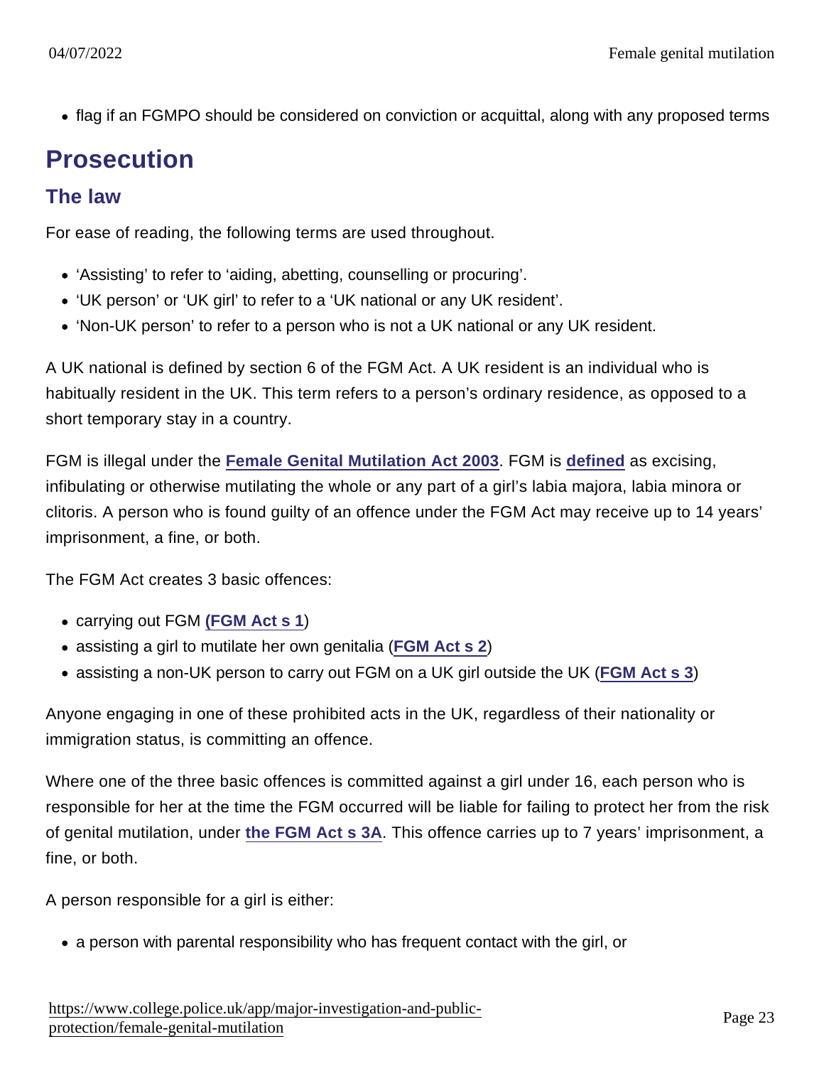- flag if an FGMPO should be considered on conviction or acquittal, along with any proposed terms

## Prosecution

### The law

For ease of reading, the following terms are used throughout.

- 'Assisting' to refer to 'aiding, abetting, counselling or procuring'.
- 'UK person' or 'UK girl' to refer to a 'UK national or any UK resident'.
- 'Non-UK person' to refer to a person who is not a UK national or any UK resident.

A UK national is defined by section 6 of the FGM Act. A UK resident is an individual who is habitually resident in the UK. This term refers to a person's ordinary residence, as opposed to a short temporary stay in a country.

FGM is illegal under the **Female Genital Mutilation Act 2003**. FGM is **defined** as excising, infibulating or otherwise mutilating the whole or any part of a girl's labia majora, labia minora or clitoris. A person who is found guilty of an offence under the FGM Act may receive up to 14 years' imprisonment, a fine, or both.

The FGM Act creates 3 basic offences:

- carrying out FGM (**FGM Act s 1**)
- assisting a girl to mutilate her own genitalia (**FGM Act s 2**)
- assisting a non-UK person to carry out FGM on a UK girl outside the UK (**FGM Act s 3**)

Anyone engaging in one of these prohibited acts in the UK, regardless of their nationality or immigration status, is committing an offence.

Where one of the three basic offences is committed against a girl under 16, each person who is responsible for her at the time the FGM occurred will be liable for failing to protect her from the risk of genital mutilation, under **the FGM Act s 3A**. This offence carries up to 7 years' imprisonment, a fine, or both.

A person responsible for a girl is either:

- a person with parental responsibility who has frequent contact with the girl, or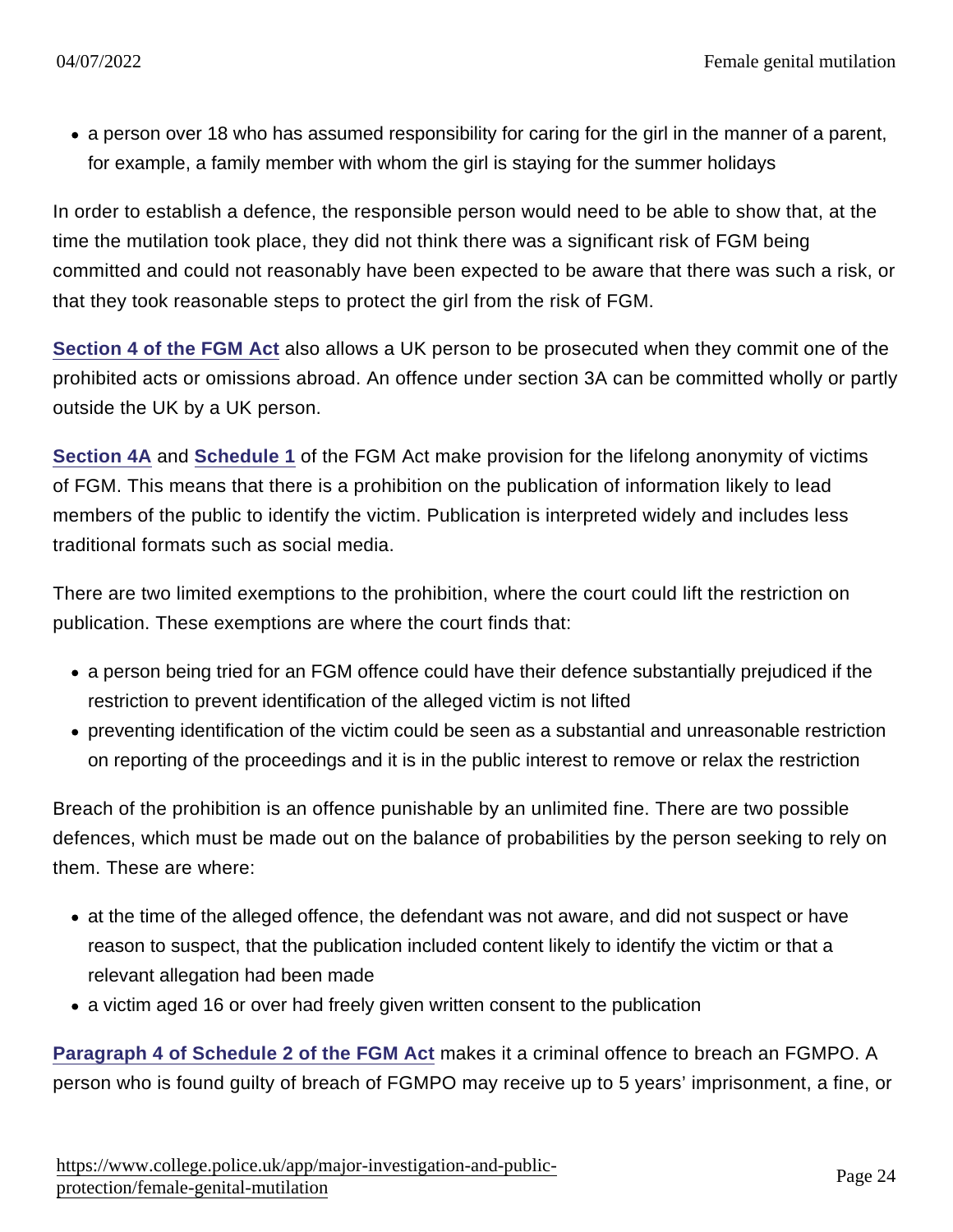- a person over 18 who has assumed responsibility for caring for the girl in the manner of a parent, for example, a family member with whom the girl is staying for the summer holidays

In order to establish a defence, the responsible person would need to be able to show that, at the time the mutilation took place, they did not think there was a significant risk of FGM being committed and could not reasonably have been expected to be aware that there was such a risk, or that they took reasonable steps to protect the girl from the risk of FGM.

**Section 4 of the FGM Act** also allows a UK person to be prosecuted when they commit one of the prohibited acts or omissions abroad. An offence under section 3A can be committed wholly or partly outside the UK by a UK person.

**Section 4A** and **Schedule 1** of the FGM Act make provision for the lifelong anonymity of victims of FGM. This means that there is a prohibition on the publication of information likely to lead members of the public to identify the victim. Publication is interpreted widely and includes less traditional formats such as social media.

There are two limited exemptions to the prohibition, where the court could lift the restriction on publication. These exemptions are where the court finds that:

- a person being tried for an FGM offence could have their defence substantially prejudiced if the restriction to prevent identification of the alleged victim is not lifted
- preventing identification of the victim could be seen as a substantial and unreasonable restriction on reporting of the proceedings and it is in the public interest to remove or relax the restriction

Breach of the prohibition is an offence punishable by an unlimited fine. There are two possible defences, which must be made out on the balance of probabilities by the person seeking to rely on them. These are where:

- at the time of the alleged offence, the defendant was not aware, and did not suspect or have reason to suspect, that the publication included content likely to identify the victim or that a relevant allegation had been made
- a victim aged 16 or over had freely given written consent to the publication

**Paragraph 4 of Schedule 2 of the FGM Act** makes it a criminal offence to breach an FGMPO. A person who is found guilty of breach of FGMPO may receive up to 5 years' imprisonment, a fine, or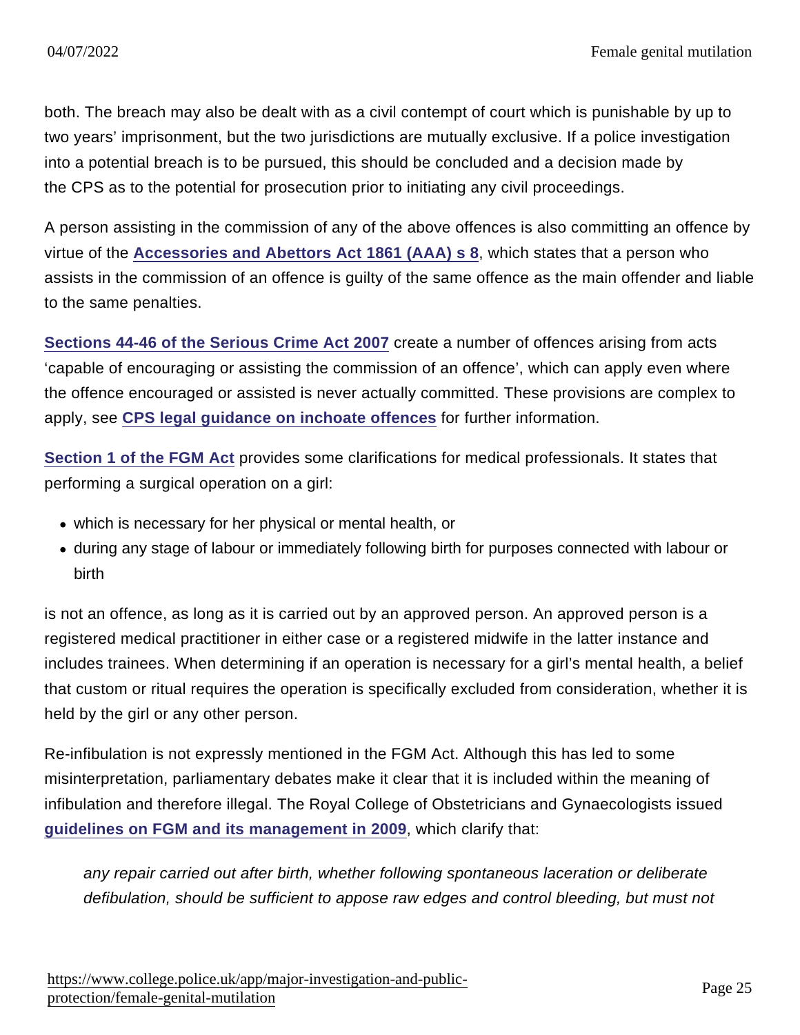both. The breach may also be dealt with as a civil contempt of court which is punishable by up to two years' imprisonment, but the two jurisdictions are mutually exclusive. If a police investigation into a potential breach is to be pursued, this should be concluded and a decision made by the CPS as to the potential for prosecution prior to initiating any civil proceedings.

A person assisting in the commission of any of the above offences is also committing an offence by virtue of the **Accessories and Abettors Act 1861 (AAA) s 8**, which states that a person who assists in the commission of an offence is guilty of the same offence as the main offender and liable to the same penalties.

**Sections 44-46 of the Serious Crime Act 2007** create a number of offences arising from acts 'capable of encouraging or assisting the commission of an offence', which can apply even where the offence encouraged or assisted is never actually committed. These provisions are complex to apply, see **CPS legal guidance on inchoate offences** for further information.

**Section 1 of the FGM Act** provides some clarifications for medical professionals. It states that performing a surgical operation on a girl:

- which is necessary for her physical or mental health, or
- during any stage of labour or immediately following birth for purposes connected with labour or birth

is not an offence, as long as it is carried out by an approved person. An approved person is a registered medical practitioner in either case or a registered midwife in the latter instance and includes trainees. When determining if an operation is necessary for a girl's mental health, a belief that custom or ritual requires the operation is specifically excluded from consideration, whether it is held by the girl or any other person.

Re-infibulation is not expressly mentioned in the FGM Act. Although this has led to some misinterpretation, parliamentary debates make it clear that it is included within the meaning of infibulation and therefore illegal. The Royal College of Obstetricians and Gynaecologists issued **guidelines on FGM and its management in 2009**, which clarify that:

> *any repair carried out after birth, whether following spontaneous laceration or deliberate defibulation, should be sufficient to appose raw edges and control bleeding, but must not*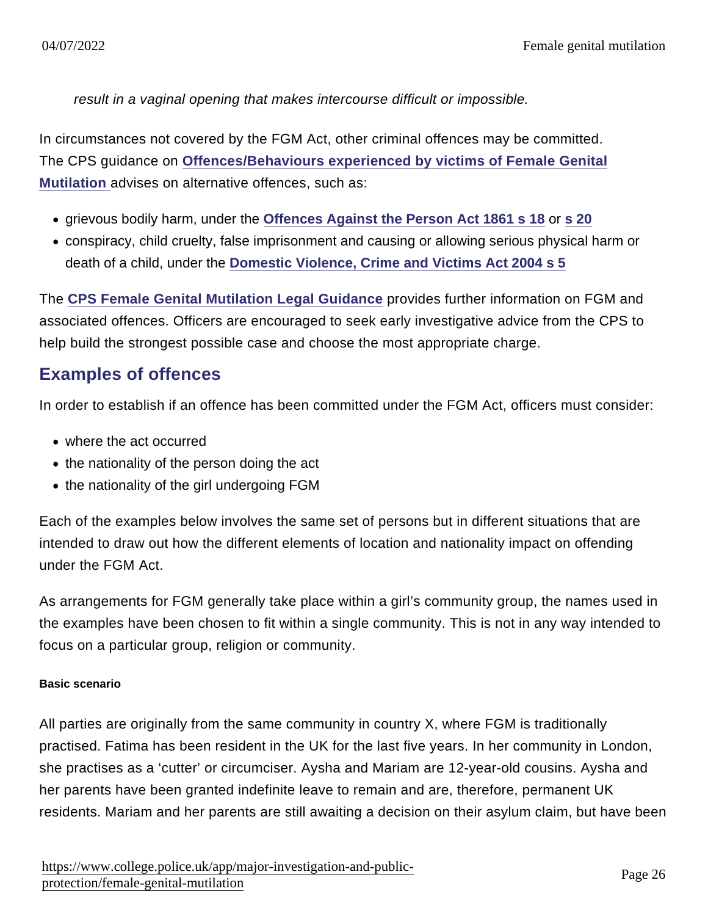*result in a vaginal opening that makes intercourse difficult or impossible.*

In circumstances not covered by the FGM Act, other criminal offences may be committed. The CPS guidance on **Offences/Behaviours experienced by victims of Female Genital Mutilation** advises on alternative offences, such as:

- grievous bodily harm, under the **Offences Against the Person Act 1861 s 18** or **s 20**
- conspiracy, child cruelty, false imprisonment and causing or allowing serious physical harm or death of a child, under the **Domestic Violence, Crime and Victims Act 2004 s 5**

The **CPS Female Genital Mutilation Legal Guidance** provides further information on FGM and associated offences. Officers are encouraged to seek early investigative advice from the CPS to help build the strongest possible case and choose the most appropriate charge.

## Examples of offences

In order to establish if an offence has been committed under the FGM Act, officers must consider:

- where the act occurred
- the nationality of the person doing the act
- the nationality of the girl undergoing FGM

Each of the examples below involves the same set of persons but in different situations that are intended to draw out how the different elements of location and nationality impact on offending under the FGM Act.

As arrangements for FGM generally take place within a girl's community group, the names used in the examples have been chosen to fit within a single community. This is not in any way intended to focus on a particular group, religion or community.

#### Basic scenario

All parties are originally from the same community in country X, where FGM is traditionally practised. Fatima has been resident in the UK for the last five years. In her community in London, she practises as a 'cutter' or circumciser. Aysha and Mariam are 12-year-old cousins. Aysha and her parents have been granted indefinite leave to remain and are, therefore, permanent UK residents. Mariam and her parents are still awaiting a decision on their asylum claim, but have been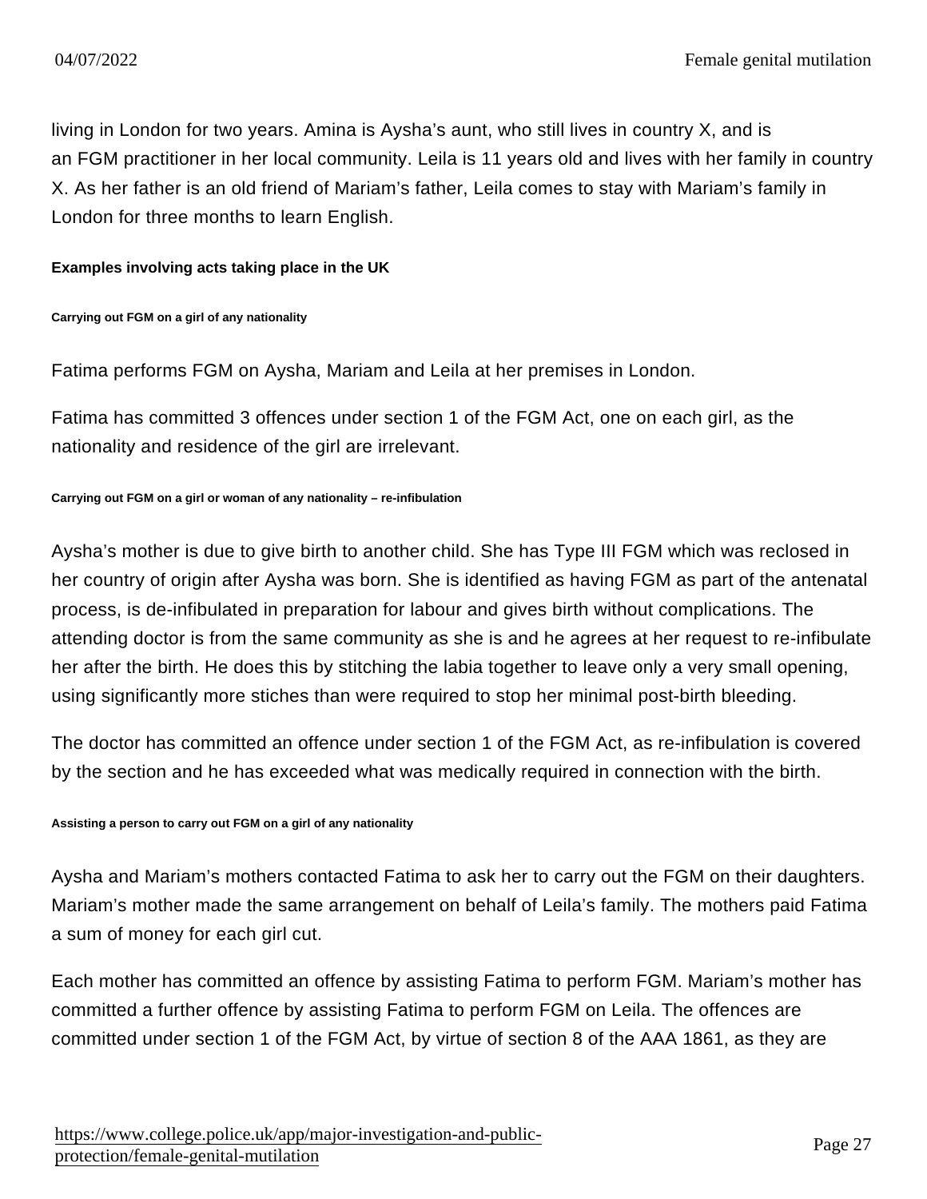living in London for two years. Amina is Aysha's aunt, who still lives in country X, and is an FGM practitioner in her local community. Leila is 11 years old and lives with her family in country X. As her father is an old friend of Mariam's father, Leila comes to stay with Mariam's family in London for three months to learn English.

#### Examples involving acts taking place in the UK

##### Carrying out FGM on a girl of any nationality

Fatima performs FGM on Aysha, Mariam and Leila at her premises in London.

Fatima has committed 3 offences under section 1 of the FGM Act, one on each girl, as the nationality and residence of the girl are irrelevant.

##### Carrying out FGM on a girl or woman of any nationality – re-infibulation

Aysha's mother is due to give birth to another child. She has Type III FGM which was reclosed in her country of origin after Aysha was born. She is identified as having FGM as part of the antenatal process, is de-infibulated in preparation for labour and gives birth without complications. The attending doctor is from the same community as she is and he agrees at her request to re-infibulate her after the birth. He does this by stitching the labia together to leave only a very small opening, using significantly more stiches than were required to stop her minimal post-birth bleeding.

The doctor has committed an offence under section 1 of the FGM Act, as re-infibulation is covered by the section and he has exceeded what was medically required in connection with the birth.

##### Assisting a person to carry out FGM on a girl of any nationality

Aysha and Mariam's mothers contacted Fatima to ask her to carry out the FGM on their daughters. Mariam's mother made the same arrangement on behalf of Leila's family. The mothers paid Fatima a sum of money for each girl cut.

Each mother has committed an offence by assisting Fatima to perform FGM. Mariam's mother has committed a further offence by assisting Fatima to perform FGM on Leila. The offences are committed under section 1 of the FGM Act, by virtue of section 8 of the AAA 1861, as they are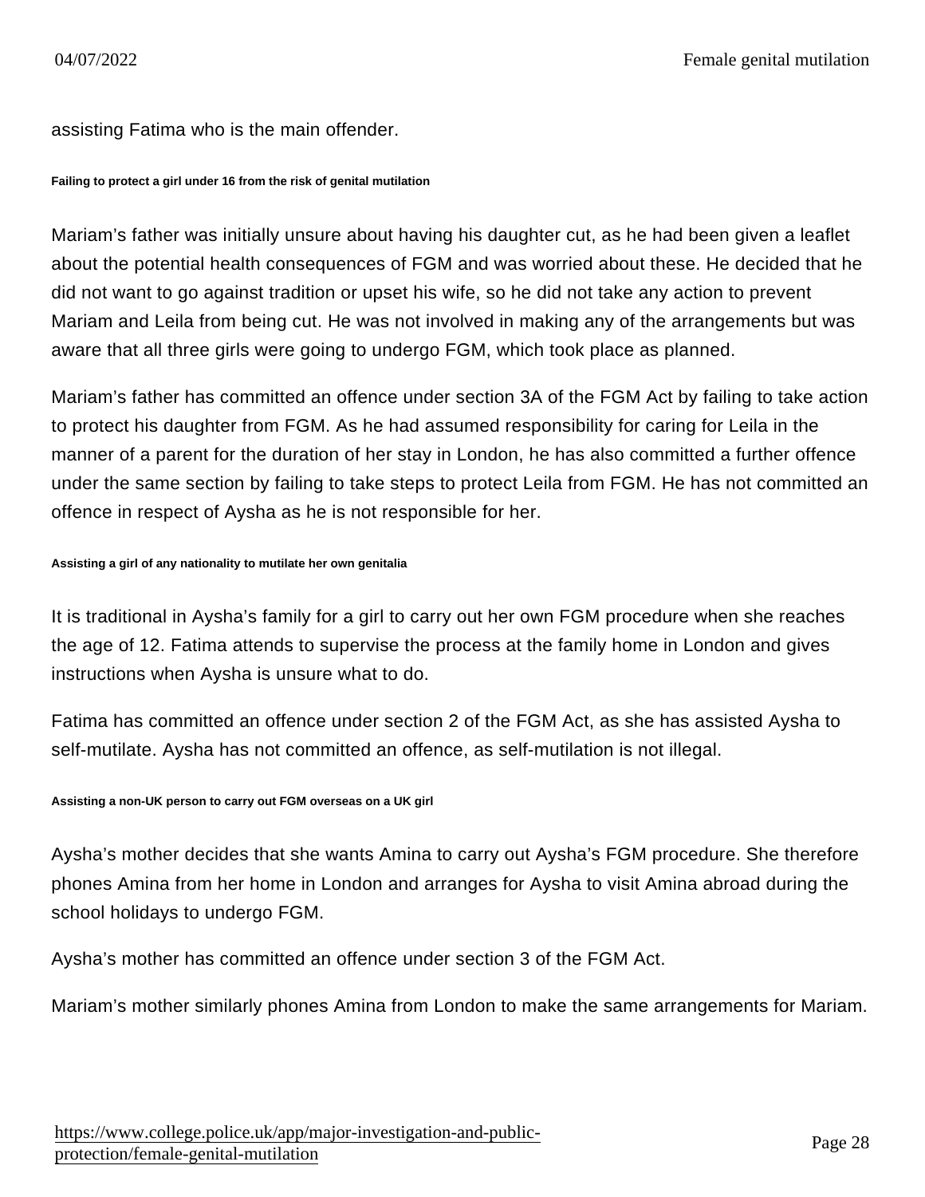assisting Fatima who is the main offender.

###### Failing to protect a girl under 16 from the risk of genital mutilation

Mariam's father was initially unsure about having his daughter cut, as he had been given a leaflet about the potential health consequences of FGM and was worried about these. He decided that he did not want to go against tradition or upset his wife, so he did not take any action to prevent Mariam and Leila from being cut. He was not involved in making any of the arrangements but was aware that all three girls were going to undergo FGM, which took place as planned.

Mariam's father has committed an offence under section 3A of the FGM Act by failing to take action to protect his daughter from FGM. As he had assumed responsibility for caring for Leila in the manner of a parent for the duration of her stay in London, he has also committed a further offence under the same section by failing to take steps to protect Leila from FGM. He has not committed an offence in respect of Aysha as he is not responsible for her.

###### Assisting a girl of any nationality to mutilate her own genitalia

It is traditional in Aysha's family for a girl to carry out her own FGM procedure when she reaches the age of 12. Fatima attends to supervise the process at the family home in London and gives instructions when Aysha is unsure what to do.

Fatima has committed an offence under section 2 of the FGM Act, as she has assisted Aysha to self-mutilate. Aysha has not committed an offence, as self-mutilation is not illegal.

###### Assisting a non-UK person to carry out FGM overseas on a UK girl

Aysha's mother decides that she wants Amina to carry out Aysha's FGM procedure. She therefore phones Amina from her home in London and arranges for Aysha to visit Amina abroad during the school holidays to undergo FGM.

Aysha's mother has committed an offence under section 3 of the FGM Act.

Mariam's mother similarly phones Amina from London to make the same arrangements for Mariam.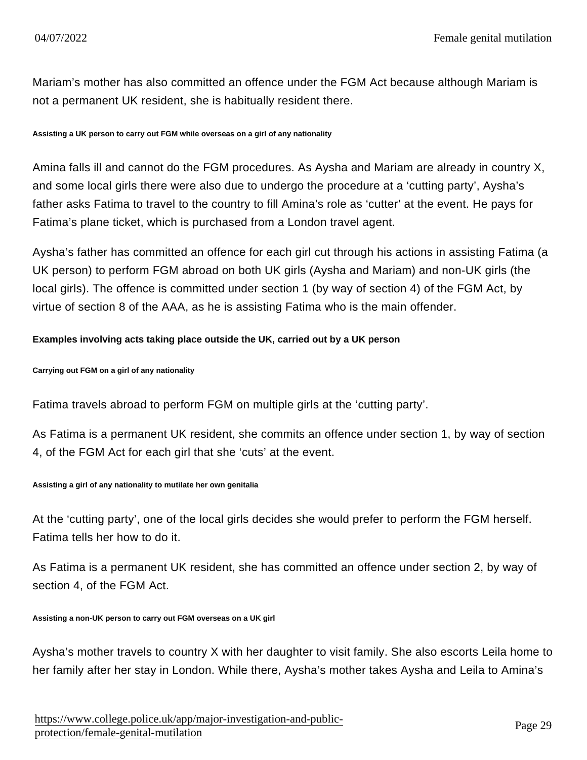Mariam's mother has also committed an offence under the FGM Act because although Mariam is not a permanent UK resident, she is habitually resident there.

##### Assisting a UK person to carry out FGM while overseas on a girl of any nationality

Amina falls ill and cannot do the FGM procedures. As Aysha and Mariam are already in country X, and some local girls there were also due to undergo the procedure at a 'cutting party', Aysha's father asks Fatima to travel to the country to fill Amina's role as 'cutter' at the event. He pays for Fatima's plane ticket, which is purchased from a London travel agent.

Aysha's father has committed an offence for each girl cut through his actions in assisting Fatima (a UK person) to perform FGM abroad on both UK girls (Aysha and Mariam) and non-UK girls (the local girls). The offence is committed under section 1 (by way of section 4) of the FGM Act, by virtue of section 8 of the AAA, as he is assisting Fatima who is the main offender.

#### Examples involving acts taking place outside the UK, carried out by a UK person

##### Carrying out FGM on a girl of any nationality

Fatima travels abroad to perform FGM on multiple girls at the 'cutting party'.

As Fatima is a permanent UK resident, she commits an offence under section 1, by way of section 4, of the FGM Act for each girl that she 'cuts' at the event.

##### Assisting a girl of any nationality to mutilate her own genitalia

At the 'cutting party', one of the local girls decides she would prefer to perform the FGM herself. Fatima tells her how to do it.

As Fatima is a permanent UK resident, she has committed an offence under section 2, by way of section 4, of the FGM Act.

##### Assisting a non-UK person to carry out FGM overseas on a UK girl

Aysha's mother travels to country X with her daughter to visit family. She also escorts Leila home to her family after her stay in London. While there, Aysha's mother takes Aysha and Leila to Amina's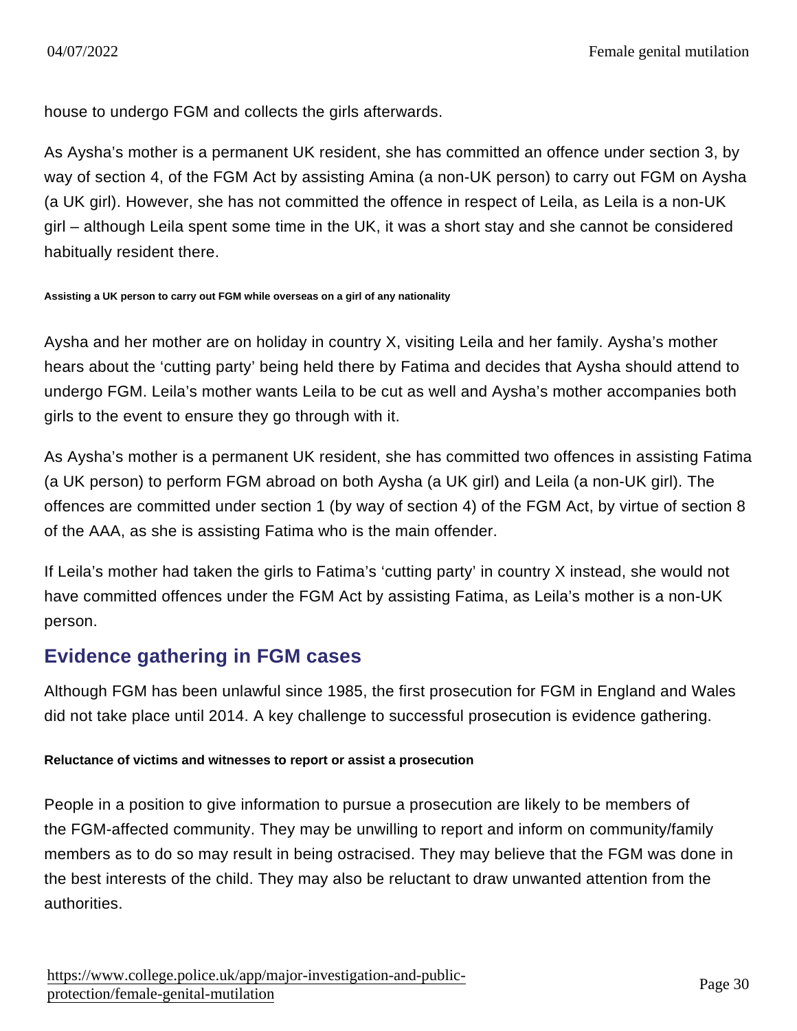house to undergo FGM and collects the girls afterwards.

As Aysha's mother is a permanent UK resident, she has committed an offence under section 3, by way of section 4, of the FGM Act by assisting Amina (a non-UK person) to carry out FGM on Aysha (a UK girl). However, she has not committed the offence in respect of Leila, as Leila is a non-UK girl – although Leila spent some time in the UK, it was a short stay and she cannot be considered habitually resident there.

##### Assisting a UK person to carry out FGM while overseas on a girl of any nationality

Aysha and her mother are on holiday in country X, visiting Leila and her family. Aysha's mother hears about the 'cutting party' being held there by Fatima and decides that Aysha should attend to undergo FGM. Leila's mother wants Leila to be cut as well and Aysha's mother accompanies both girls to the event to ensure they go through with it.

As Aysha's mother is a permanent UK resident, she has committed two offences in assisting Fatima (a UK person) to perform FGM abroad on both Aysha (a UK girl) and Leila (a non-UK girl). The offences are committed under section 1 (by way of section 4) of the FGM Act, by virtue of section 8 of the AAA, as she is assisting Fatima who is the main offender.

If Leila's mother had taken the girls to Fatima's 'cutting party' in country X instead, she would not have committed offences under the FGM Act by assisting Fatima, as Leila's mother is a non-UK person.

## Evidence gathering in FGM cases

Although FGM has been unlawful since 1985, the first prosecution for FGM in England and Wales did not take place until 2014. A key challenge to successful prosecution is evidence gathering.

#### Reluctance of victims and witnesses to report or assist a prosecution

People in a position to give information to pursue a prosecution are likely to be members of the FGM-affected community. They may be unwilling to report and inform on community/family members as to do so may result in being ostracised. They may believe that the FGM was done in the best interests of the child. They may also be reluctant to draw unwanted attention from the authorities.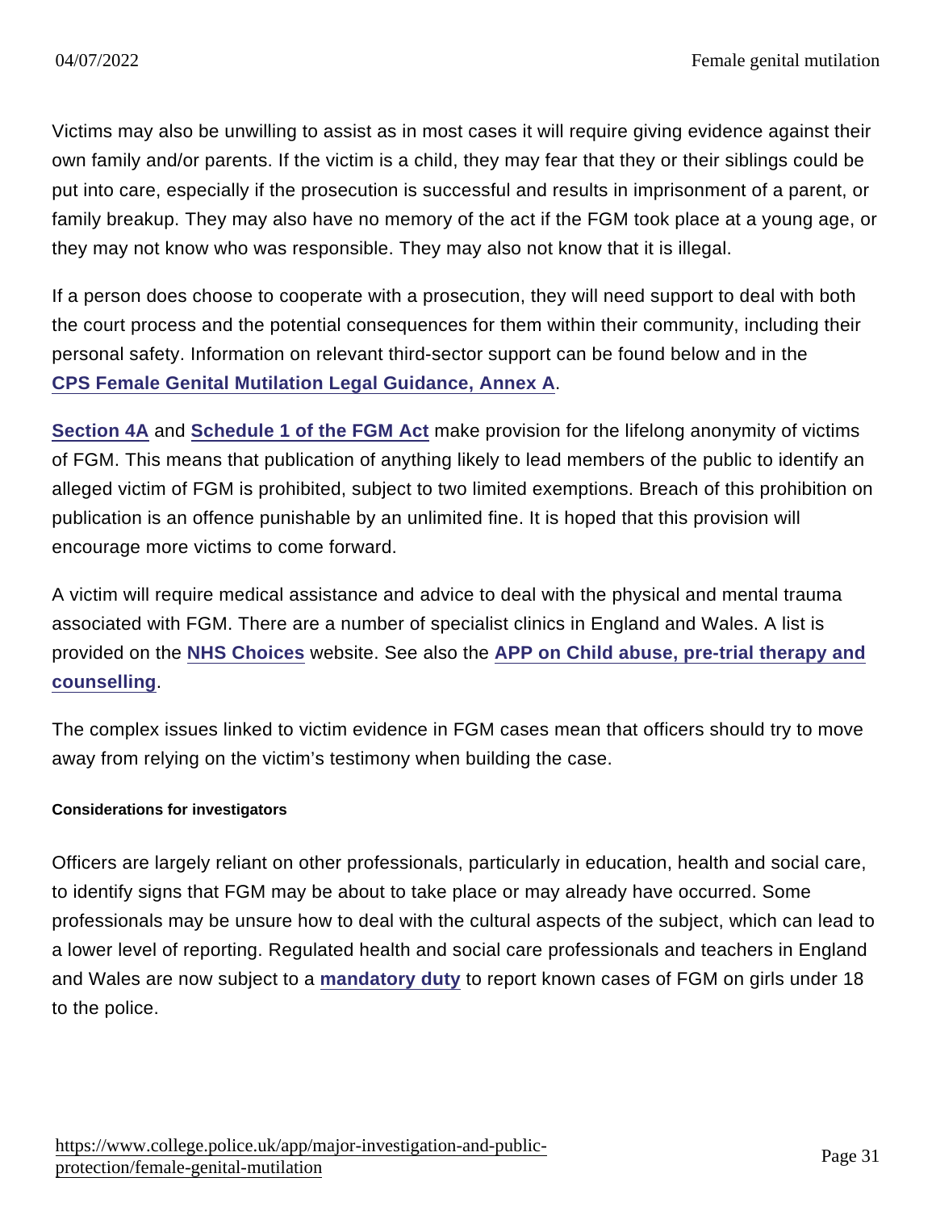Victims may also be unwilling to assist as in most cases it will require giving evidence against their own family and/or parents. If the victim is a child, they may fear that they or their siblings could be put into care, especially if the prosecution is successful and results in imprisonment of a parent, or family breakup. They may also have no memory of the act if the FGM took place at a young age, or they may not know who was responsible. They may also not know that it is illegal.

If a person does choose to cooperate with a prosecution, they will need support to deal with both the court process and the potential consequences for them within their community, including their personal safety. Information on relevant third-sector support can be found below and in the **CPS Female Genital Mutilation Legal Guidance, Annex A**.

**Section 4A** and **Schedule 1 of the FGM Act** make provision for the lifelong anonymity of victims of FGM. This means that publication of anything likely to lead members of the public to identify an alleged victim of FGM is prohibited, subject to two limited exemptions. Breach of this prohibition on publication is an offence punishable by an unlimited fine. It is hoped that this provision will encourage more victims to come forward.

A victim will require medical assistance and advice to deal with the physical and mental trauma associated with FGM. There are a number of specialist clinics in England and Wales. A list is provided on the **NHS Choices** website. See also the **APP on Child abuse, pre-trial therapy and counselling**.

The complex issues linked to victim evidence in FGM cases mean that officers should try to move away from relying on the victim's testimony when building the case.

#### Considerations for investigators

Officers are largely reliant on other professionals, particularly in education, health and social care, to identify signs that FGM may be about to take place or may already have occurred. Some professionals may be unsure how to deal with the cultural aspects of the subject, which can lead to a lower level of reporting. Regulated health and social care professionals and teachers in England and Wales are now subject to a **mandatory duty** to report known cases of FGM on girls under 18 to the police.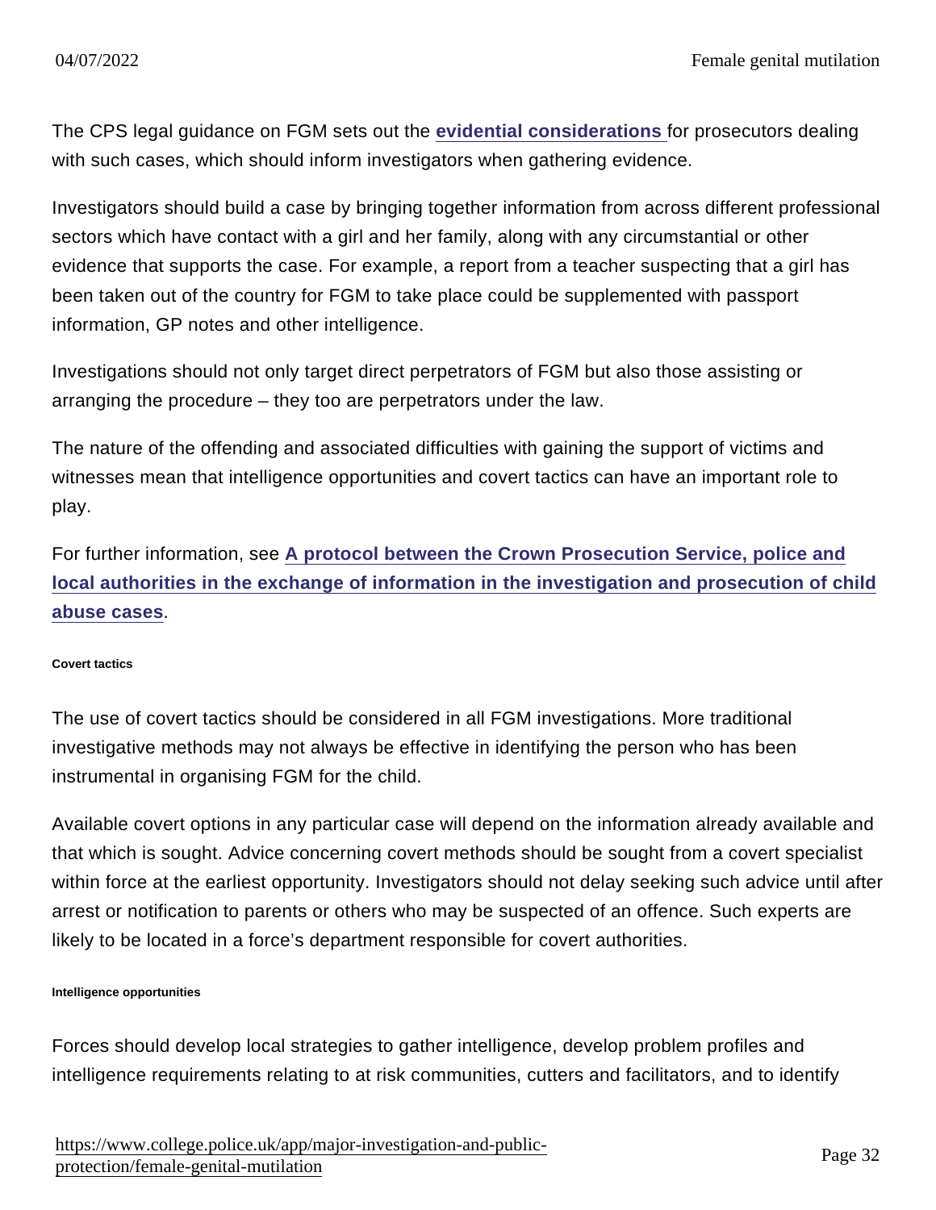The CPS legal guidance on FGM sets out the evidential considerations for prosecutors dealing with such cases, which should inform investigators when gathering evidence.

Investigators should build a case by bringing together information from across different professional sectors which have contact with a girl and her family, along with any circumstantial or other evidence that supports the case. For example, a report from a teacher suspecting that a girl has been taken out of the country for FGM to take place could be supplemented with passport information, GP notes and other intelligence.

Investigations should not only target direct perpetrators of FGM but also those assisting or arranging the procedure – they too are perpetrators under the law.

The nature of the offending and associated difficulties with gaining the support of victims and witnesses mean that intelligence opportunities and covert tactics can have an important role to play.

For further information, see **A protocol between the Crown Prosecution Service, police and local authorities in the exchange of information in the investigation and prosecution of child abuse cases**.

##### Covert tactics

The use of covert tactics should be considered in all FGM investigations. More traditional investigative methods may not always be effective in identifying the person who has been instrumental in organising FGM for the child.

Available covert options in any particular case will depend on the information already available and that which is sought. Advice concerning covert methods should be sought from a covert specialist within force at the earliest opportunity. Investigators should not delay seeking such advice until after arrest or notification to parents or others who may be suspected of an offence. Such experts are likely to be located in a force's department responsible for covert authorities.

##### Intelligence opportunities

Forces should develop local strategies to gather intelligence, develop problem profiles and intelligence requirements relating to at risk communities, cutters and facilitators, and to identify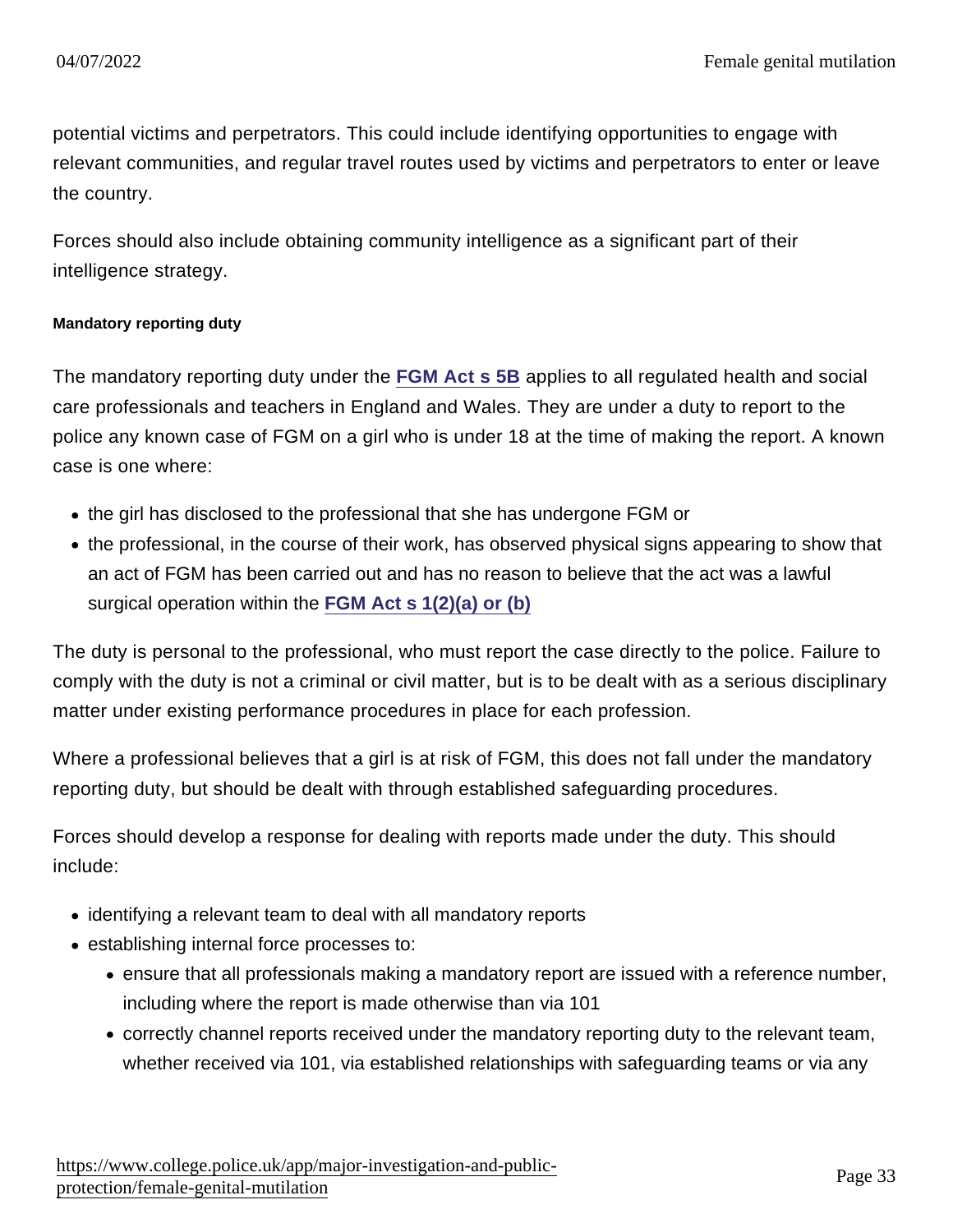potential victims and perpetrators. This could include identifying opportunities to engage with relevant communities, and regular travel routes used by victims and perpetrators to enter or leave the country.

Forces should also include obtaining community intelligence as a significant part of their intelligence strategy.

#### Mandatory reporting duty

The mandatory reporting duty under the FGM Act s 5B applies to all regulated health and social care professionals and teachers in England and Wales. They are under a duty to report to the police any known case of FGM on a girl who is under 18 at the time of making the report. A known case is one where:

- the girl has disclosed to the professional that she has undergone FGM or
- the professional, in the course of their work, has observed physical signs appearing to show that an act of FGM has been carried out and has no reason to believe that the act was a lawful surgical operation within the FGM Act s 1(2)(a) or (b)

The duty is personal to the professional, who must report the case directly to the police. Failure to comply with the duty is not a criminal or civil matter, but is to be dealt with as a serious disciplinary matter under existing performance procedures in place for each profession.

Where a professional believes that a girl is at risk of FGM, this does not fall under the mandatory reporting duty, but should be dealt with through established safeguarding procedures.

Forces should develop a response for dealing with reports made under the duty. This should include:

- identifying a relevant team to deal with all mandatory reports
- establishing internal force processes to:
  - ensure that all professionals making a mandatory report are issued with a reference number, including where the report is made otherwise than via 101
  - correctly channel reports received under the mandatory reporting duty to the relevant team, whether received via 101, via established relationships with safeguarding teams or via any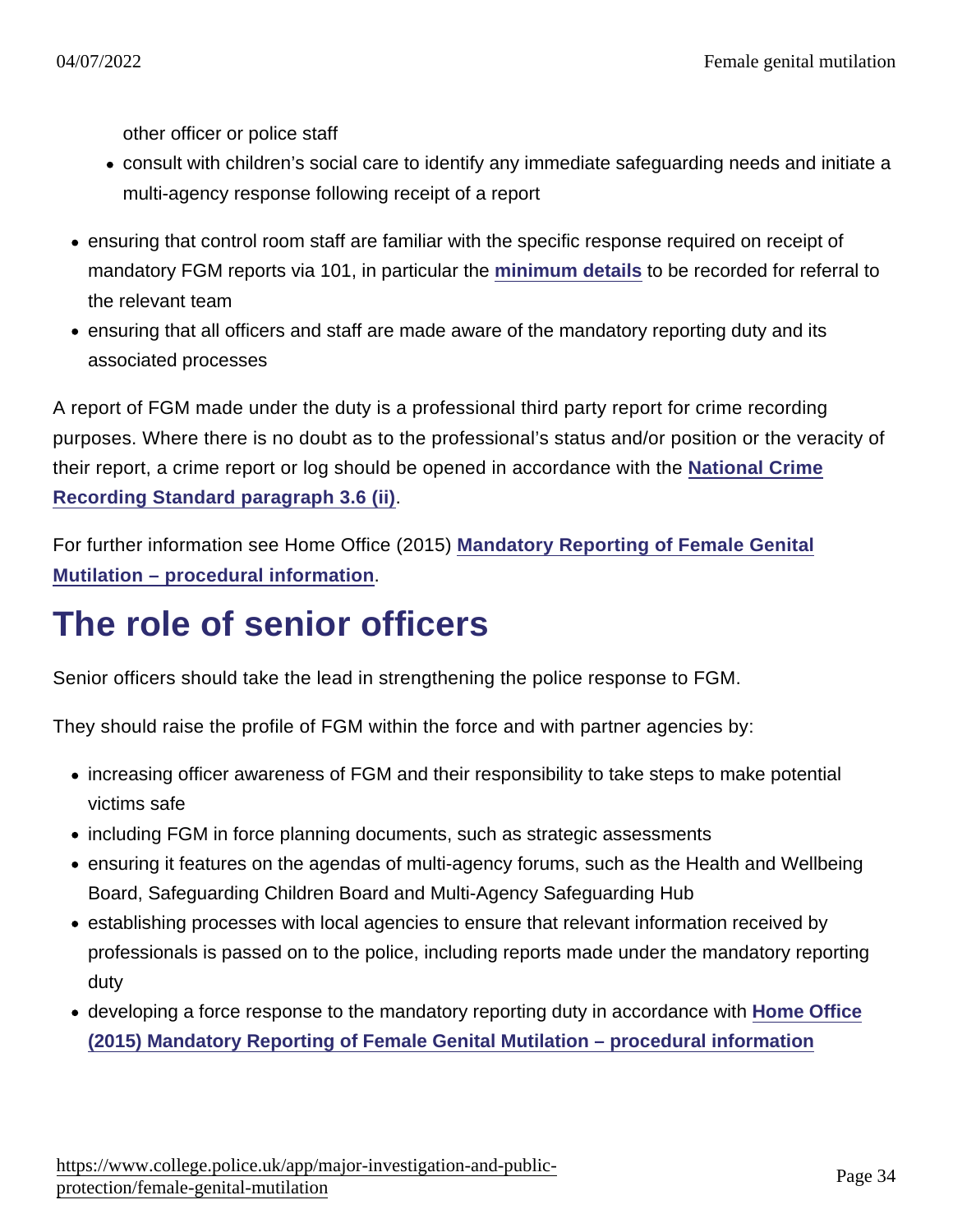other officer or police staff
    - consult with children's social care to identify any immediate safeguarding needs and initiate a multi-agency response following receipt of a report
- ensuring that control room staff are familiar with the specific response required on receipt of mandatory FGM reports via 101, in particular the **minimum details** to be recorded for referral to the relevant team
- ensuring that all officers and staff are made aware of the mandatory reporting duty and its associated processes

A report of FGM made under the duty is a professional third party report for crime recording purposes. Where there is no doubt as to the professional's status and/or position or the veracity of their report, a crime report or log should be opened in accordance with the **National Crime Recording Standard paragraph 3.6 (ii)**.

For further information see Home Office (2015) **Mandatory Reporting of Female Genital Mutilation – procedural information**.

# The role of senior officers

Senior officers should take the lead in strengthening the police response to FGM.

They should raise the profile of FGM within the force and with partner agencies by:

- increasing officer awareness of FGM and their responsibility to take steps to make potential victims safe
- including FGM in force planning documents, such as strategic assessments
- ensuring it features on the agendas of multi-agency forums, such as the Health and Wellbeing Board, Safeguarding Children Board and Multi-Agency Safeguarding Hub
- establishing processes with local agencies to ensure that relevant information received by professionals is passed on to the police, including reports made under the mandatory reporting duty
- developing a force response to the mandatory reporting duty in accordance with **Home Office (2015) Mandatory Reporting of Female Genital Mutilation – procedural information**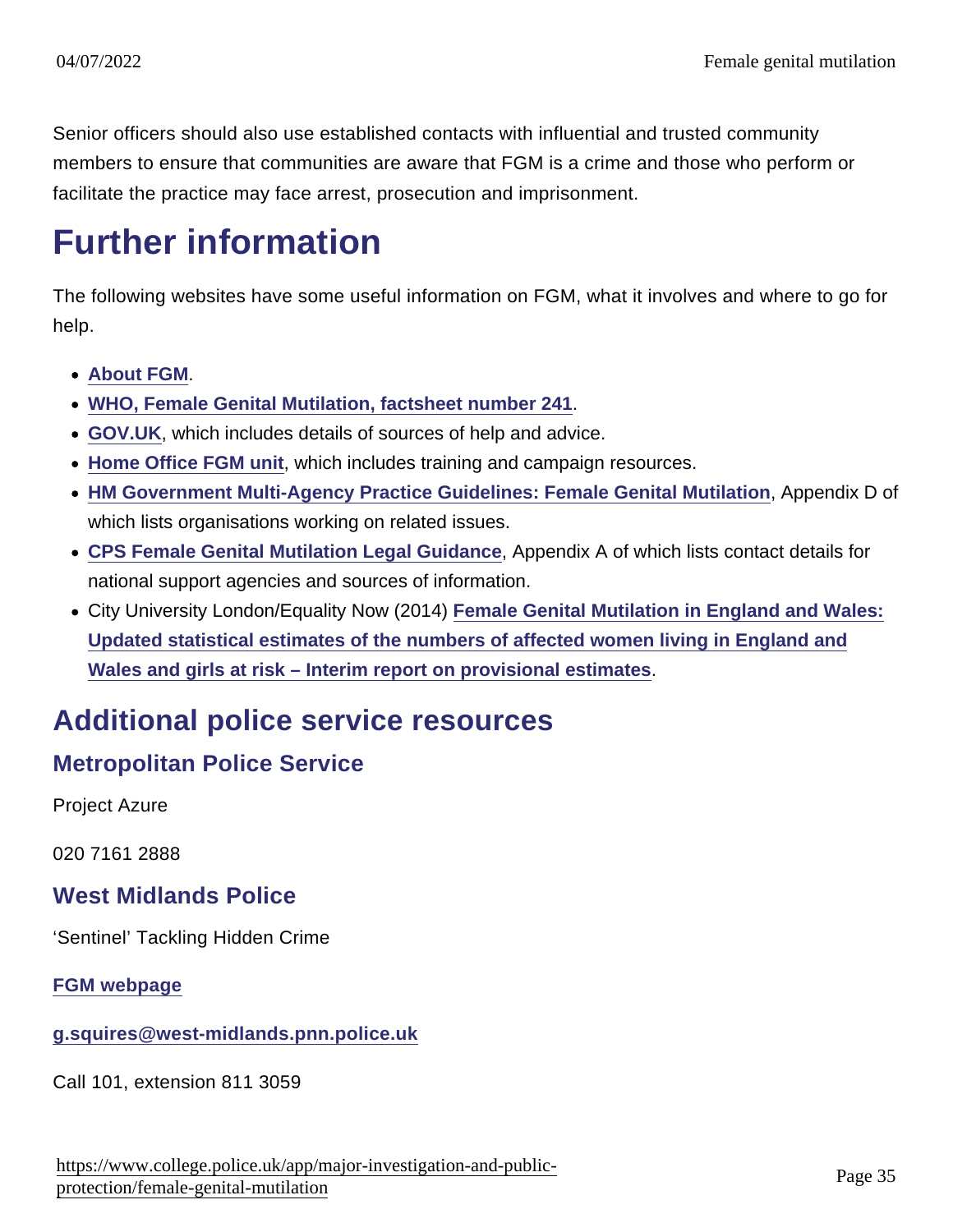Senior officers should also use established contacts with influential and trusted community members to ensure that communities are aware that FGM is a crime and those who perform or facilitate the practice may face arrest, prosecution and imprisonment.

# Further information

The following websites have some useful information on FGM, what it involves and where to go for help.

- **About FGM**.
- **WHO, Female Genital Mutilation, factsheet number 241**.
- **GOV.UK**, which includes details of sources of help and advice.
- **Home Office FGM unit**, which includes training and campaign resources.
- **HM Government Multi-Agency Practice Guidelines: Female Genital Mutilation**, Appendix D of which lists organisations working on related issues.
- **CPS Female Genital Mutilation Legal Guidance**, Appendix A of which lists contact details for national support agencies and sources of information.
- City University London/Equality Now (2014) **Female Genital Mutilation in England and Wales: Updated statistical estimates of the numbers of affected women living in England and Wales and girls at risk – Interim report on provisional estimates**.

## Additional police service resources

### Metropolitan Police Service

Project Azure

020 7161 2888

### West Midlands Police

'Sentinel' Tackling Hidden Crime

**FGM webpage**

**g.squires@west-midlands.pnn.police.uk**

Call 101, extension 811 3059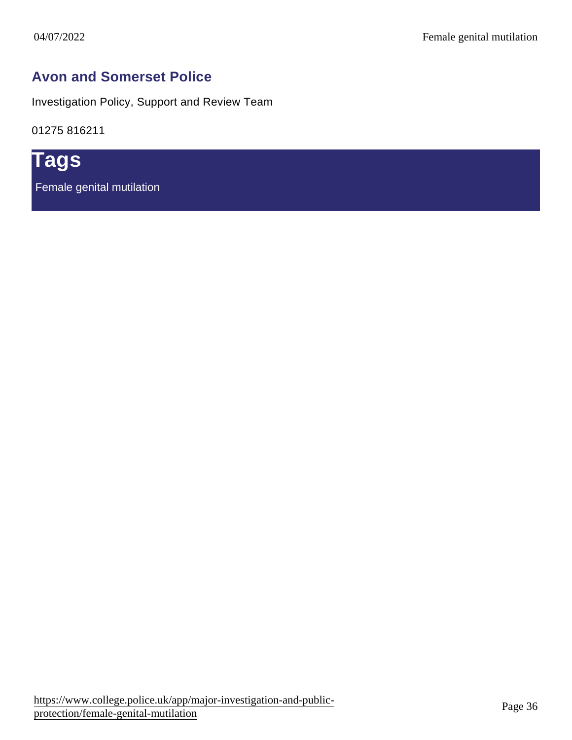## Avon and Somerset Police

Investigation Policy, Support and Review Team

01275 816211

# Tags

Female genital mutilation